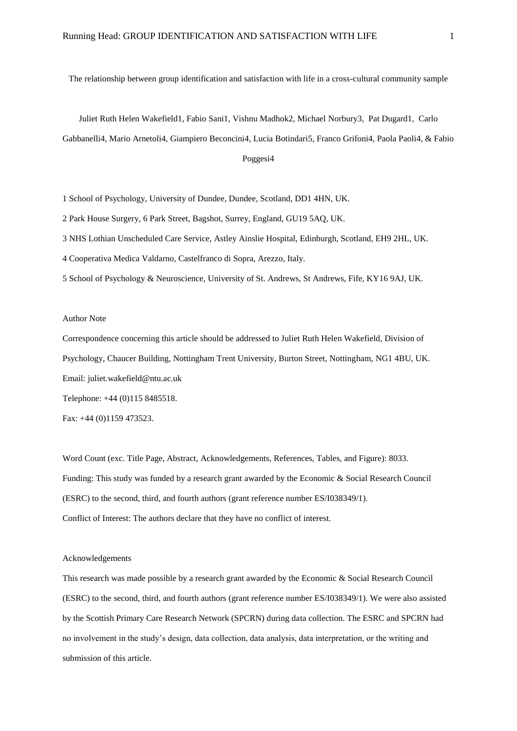# The relationship between group identification and satisfaction with life in a cross-cultural community sample

Juliet Ruth Helen Wakefield[1], Fabio Sani[1], Vishnu Madhok[2], Michael Norbury[3], Pat Dugard[1], Carlo Gabbanelli[4], Mario Arnetoli[4], Giampiero Beconcini[4], Lucia Botindari[5], Franco Grifoni[4], Paola Paoli[4], & Fabio Poggesi[4]

1 School of Psychology, University of Dundee, Dundee, Scotland, DD1 4HN, UK.

2 Park House Surgery, 6 Park Street, Bagshot, Surrey, England, GU19 5AQ, UK.

3 NHS Lothian Unscheduled Care Service, Astley Ainslie Hospital, Edinburgh, Scotland, EH9 2HL, UK.

4 Cooperativa Medica Valdarno, Castelfranco di Sopra, Arezzo, Italy.

5 School of Psychology & Neuroscience, University of St. Andrews, St Andrews, Fife, KY16 9AJ, UK.

Author Note

Correspondence concerning this article should be addressed to Juliet Ruth Helen Wakefield, Division of Psychology, Chaucer Building, Nottingham Trent University, Burton Street, Nottingham, NG1 4BU, UK.

Email: juliet.wakefield@ntu.ac.uk

Telephone: +44 (0)115 8485518.

Fax: +44 (0)1159 473523.

Word Count (exc. Title Page, Abstract, Acknowledgements, References, Tables, and Figure): 8033.

Funding: This study was funded by a research grant awarded by the Economic & Social Research Council (ESRC) to the second, third, and fourth authors (grant reference number ES/I038349/1).

Conflict of Interest: The authors declare that they have no conflict of interest.

Acknowledgements

This research was made possible by a research grant awarded by the Economic & Social Research Council (ESRC) to the second, third, and fourth authors (grant reference number ES/I038349/1). We were also assisted by the Scottish Primary Care Research Network (SPCRN) during data collection. The ESRC and SPCRN had no involvement in the study's design, data collection, data analysis, data interpretation, or the writing and submission of this article.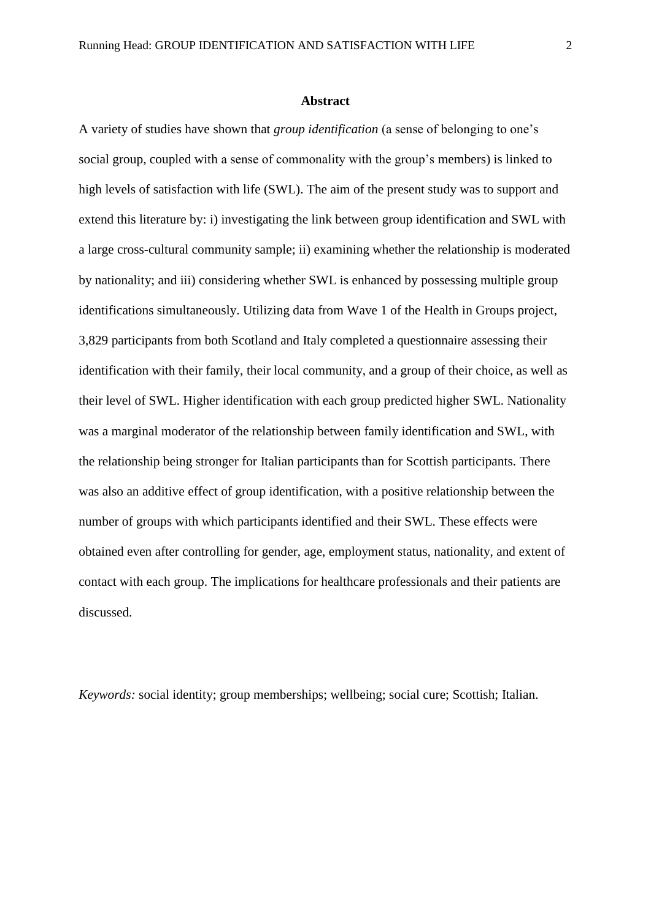# Abstract

A variety of studies have shown that *group identification* (a sense of belonging to one's social group, coupled with a sense of commonality with the group's members) is linked to high levels of satisfaction with life (SWL). The aim of the present study was to support and extend this literature by: i) investigating the link between group identification and SWL with a large cross-cultural community sample; ii) examining whether the relationship is moderated by nationality; and iii) considering whether SWL is enhanced by possessing multiple group identifications simultaneously. Utilizing data from Wave 1 of the Health in Groups project, 3,829 participants from both Scotland and Italy completed a questionnaire assessing their identification with their family, their local community, and a group of their choice, as well as their level of SWL. Higher identification with each group predicted higher SWL. Nationality was a marginal moderator of the relationship between family identification and SWL, with the relationship being stronger for Italian participants than for Scottish participants. There was also an additive effect of group identification, with a positive relationship between the number of groups with which participants identified and their SWL. These effects were obtained even after controlling for gender, age, employment status, nationality, and extent of contact with each group. The implications for healthcare professionals and their patients are discussed.

*Keywords:* social identity; group memberships; wellbeing; social cure; Scottish; Italian.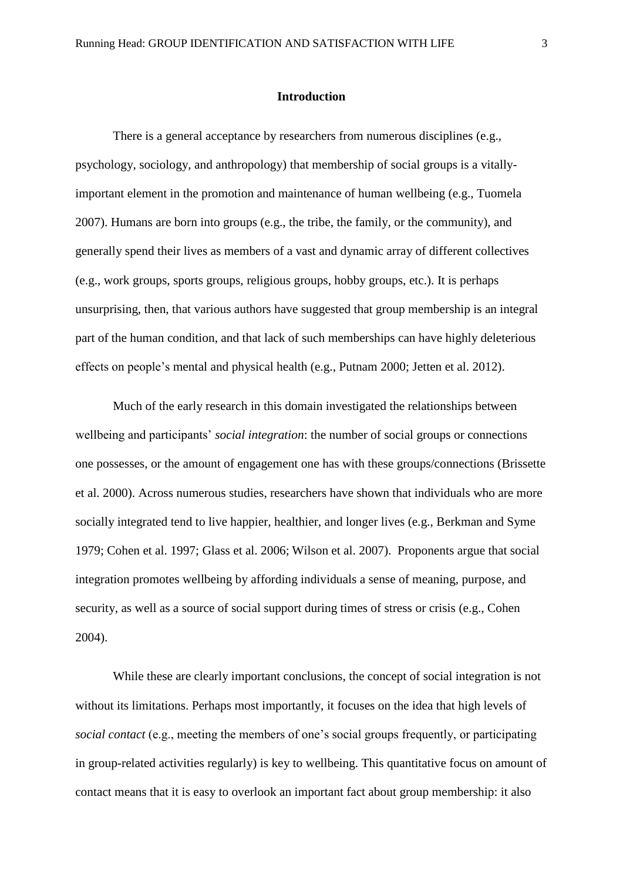## Introduction

There is a general acceptance by researchers from numerous disciplines (e.g., psychology, sociology, and anthropology) that membership of social groups is a vitally-important element in the promotion and maintenance of human wellbeing (e.g., Tuomela 2007). Humans are born into groups (e.g., the tribe, the family, or the community), and generally spend their lives as members of a vast and dynamic array of different collectives (e.g., work groups, sports groups, religious groups, hobby groups, etc.). It is perhaps unsurprising, then, that various authors have suggested that group membership is an integral part of the human condition, and that lack of such memberships can have highly deleterious effects on people's mental and physical health (e.g., Putnam 2000; Jetten et al. 2012).

Much of the early research in this domain investigated the relationships between wellbeing and participants' *social integration*: the number of social groups or connections one possesses, or the amount of engagement one has with these groups/connections (Brissette et al. 2000). Across numerous studies, researchers have shown that individuals who are more socially integrated tend to live happier, healthier, and longer lives (e.g., Berkman and Syme 1979; Cohen et al. 1997; Glass et al. 2006; Wilson et al. 2007). Proponents argue that social integration promotes wellbeing by affording individuals a sense of meaning, purpose, and security, as well as a source of social support during times of stress or crisis (e.g., Cohen 2004).

While these are clearly important conclusions, the concept of social integration is not without its limitations. Perhaps most importantly, it focuses on the idea that high levels of *social contact* (e.g., meeting the members of one's social groups frequently, or participating in group-related activities regularly) is key to wellbeing. This quantitative focus on amount of contact means that it is easy to overlook an important fact about group membership: it also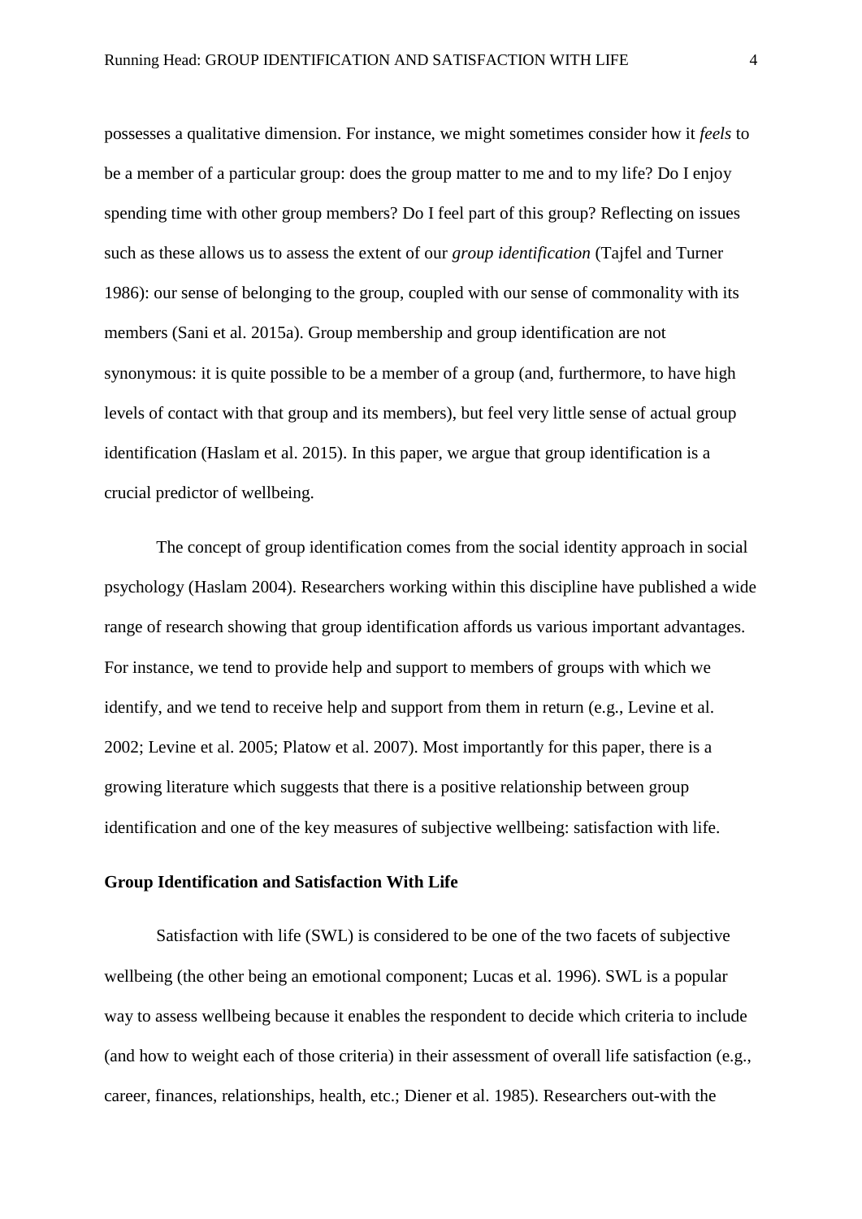possesses a qualitative dimension. For instance, we might sometimes consider how it *feels* to be a member of a particular group: does the group matter to me and to my life? Do I enjoy spending time with other group members? Do I feel part of this group? Reflecting on issues such as these allows us to assess the extent of our *group identification* (Tajfel and Turner 1986): our sense of belonging to the group, coupled with our sense of commonality with its members (Sani et al. 2015a). Group membership and group identification are not synonymous: it is quite possible to be a member of a group (and, furthermore, to have high levels of contact with that group and its members), but feel very little sense of actual group identification (Haslam et al. 2015). In this paper, we argue that group identification is a crucial predictor of wellbeing.

The concept of group identification comes from the social identity approach in social psychology (Haslam 2004). Researchers working within this discipline have published a wide range of research showing that group identification affords us various important advantages. For instance, we tend to provide help and support to members of groups with which we identify, and we tend to receive help and support from them in return (e.g., Levine et al. 2002; Levine et al. 2005; Platow et al. 2007). Most importantly for this paper, there is a growing literature which suggests that there is a positive relationship between group identification and one of the key measures of subjective wellbeing: satisfaction with life.

**Group Identification and Satisfaction With Life**

Satisfaction with life (SWL) is considered to be one of the two facets of subjective wellbeing (the other being an emotional component; Lucas et al. 1996). SWL is a popular way to assess wellbeing because it enables the respondent to decide which criteria to include (and how to weight each of those criteria) in their assessment of overall life satisfaction (e.g., career, finances, relationships, health, etc.; Diener et al. 1985). Researchers out-with the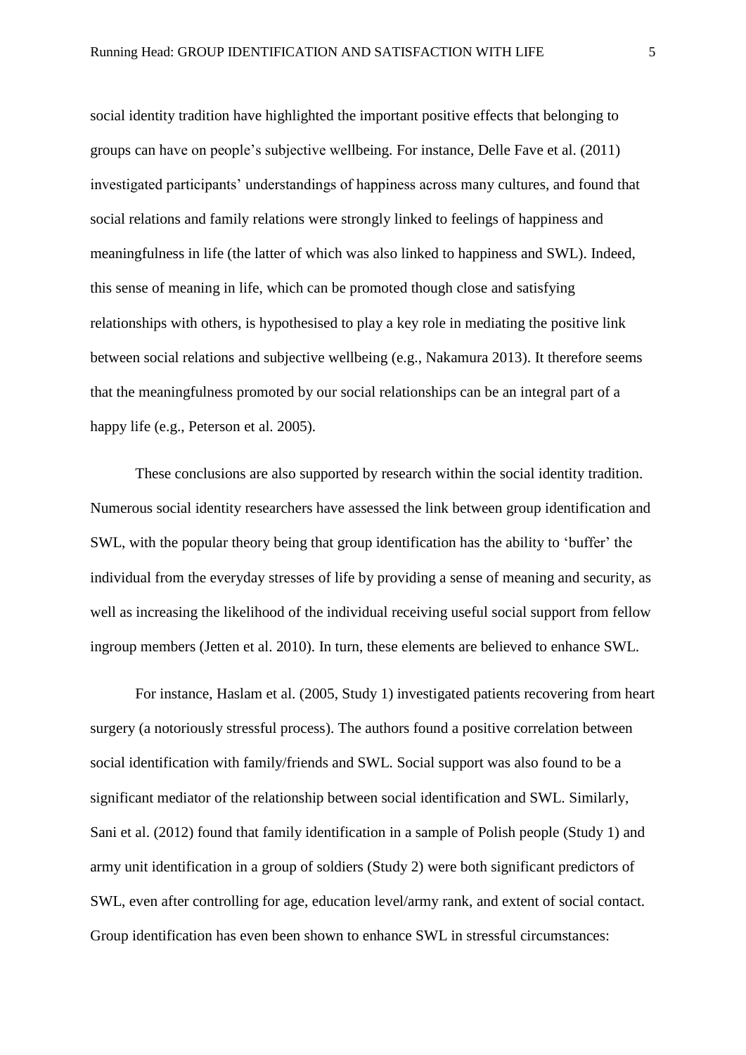social identity tradition have highlighted the important positive effects that belonging to groups can have on people's subjective wellbeing. For instance, Delle Fave et al. (2011) investigated participants' understandings of happiness across many cultures, and found that social relations and family relations were strongly linked to feelings of happiness and meaningfulness in life (the latter of which was also linked to happiness and SWL). Indeed, this sense of meaning in life, which can be promoted though close and satisfying relationships with others, is hypothesised to play a key role in mediating the positive link between social relations and subjective wellbeing (e.g., Nakamura 2013). It therefore seems that the meaningfulness promoted by our social relationships can be an integral part of a happy life (e.g., Peterson et al. 2005).

These conclusions are also supported by research within the social identity tradition. Numerous social identity researchers have assessed the link between group identification and SWL, with the popular theory being that group identification has the ability to 'buffer' the individual from the everyday stresses of life by providing a sense of meaning and security, as well as increasing the likelihood of the individual receiving useful social support from fellow ingroup members (Jetten et al. 2010). In turn, these elements are believed to enhance SWL.

For instance, Haslam et al. (2005, Study 1) investigated patients recovering from heart surgery (a notoriously stressful process). The authors found a positive correlation between social identification with family/friends and SWL. Social support was also found to be a significant mediator of the relationship between social identification and SWL. Similarly, Sani et al. (2012) found that family identification in a sample of Polish people (Study 1) and army unit identification in a group of soldiers (Study 2) were both significant predictors of SWL, even after controlling for age, education level/army rank, and extent of social contact. Group identification has even been shown to enhance SWL in stressful circumstances: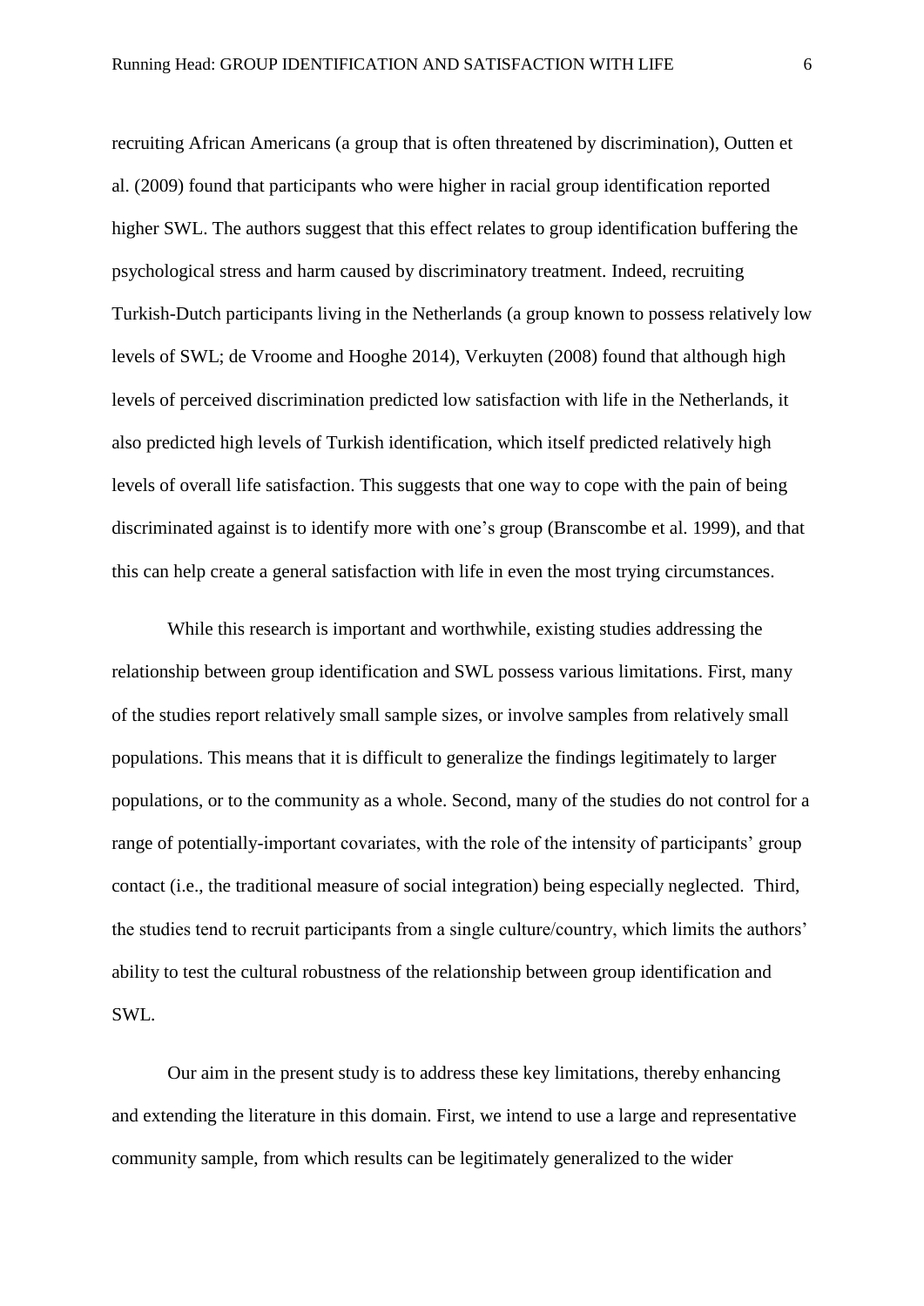recruiting African Americans (a group that is often threatened by discrimination), Outten et al. (2009) found that participants who were higher in racial group identification reported higher SWL. The authors suggest that this effect relates to group identification buffering the psychological stress and harm caused by discriminatory treatment. Indeed, recruiting Turkish-Dutch participants living in the Netherlands (a group known to possess relatively low levels of SWL; de Vroome and Hooghe 2014), Verkuyten (2008) found that although high levels of perceived discrimination predicted low satisfaction with life in the Netherlands, it also predicted high levels of Turkish identification, which itself predicted relatively high levels of overall life satisfaction. This suggests that one way to cope with the pain of being discriminated against is to identify more with one's group (Branscombe et al. 1999), and that this can help create a general satisfaction with life in even the most trying circumstances.

While this research is important and worthwhile, existing studies addressing the relationship between group identification and SWL possess various limitations. First, many of the studies report relatively small sample sizes, or involve samples from relatively small populations. This means that it is difficult to generalize the findings legitimately to larger populations, or to the community as a whole. Second, many of the studies do not control for a range of potentially-important covariates, with the role of the intensity of participants' group contact (i.e., the traditional measure of social integration) being especially neglected. Third, the studies tend to recruit participants from a single culture/country, which limits the authors' ability to test the cultural robustness of the relationship between group identification and SWL.

Our aim in the present study is to address these key limitations, thereby enhancing and extending the literature in this domain. First, we intend to use a large and representative community sample, from which results can be legitimately generalized to the wider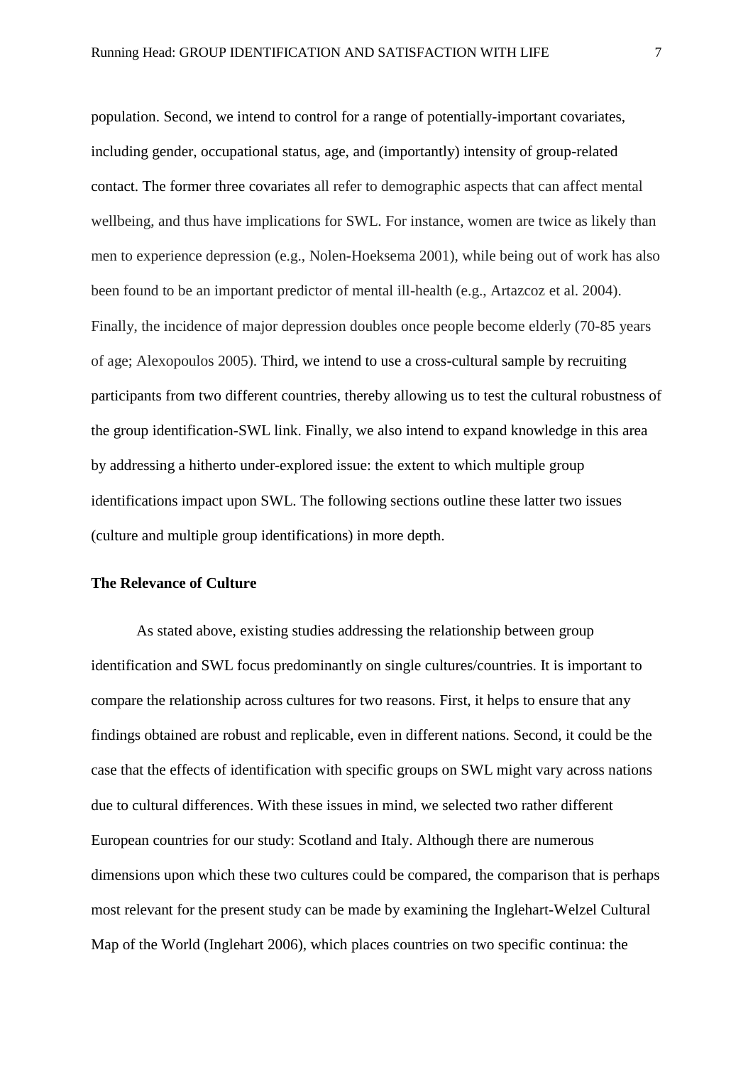population. Second, we intend to control for a range of potentially-important covariates, including gender, occupational status, age, and (importantly) intensity of group-related contact. The former three covariates all refer to demographic aspects that can affect mental wellbeing, and thus have implications for SWL. For instance, women are twice as likely than men to experience depression (e.g., Nolen-Hoeksema 2001), while being out of work has also been found to be an important predictor of mental ill-health (e.g., Artazcoz et al. 2004). Finally, the incidence of major depression doubles once people become elderly (70-85 years of age; Alexopoulos 2005). Third, we intend to use a cross-cultural sample by recruiting participants from two different countries, thereby allowing us to test the cultural robustness of the group identification-SWL link. Finally, we also intend to expand knowledge in this area by addressing a hitherto under-explored issue: the extent to which multiple group identifications impact upon SWL. The following sections outline these latter two issues (culture and multiple group identifications) in more depth.

**The Relevance of Culture**

As stated above, existing studies addressing the relationship between group identification and SWL focus predominantly on single cultures/countries. It is important to compare the relationship across cultures for two reasons. First, it helps to ensure that any findings obtained are robust and replicable, even in different nations. Second, it could be the case that the effects of identification with specific groups on SWL might vary across nations due to cultural differences. With these issues in mind, we selected two rather different European countries for our study: Scotland and Italy. Although there are numerous dimensions upon which these two cultures could be compared, the comparison that is perhaps most relevant for the present study can be made by examining the Inglehart-Welzel Cultural Map of the World (Inglehart 2006), which places countries on two specific continua: the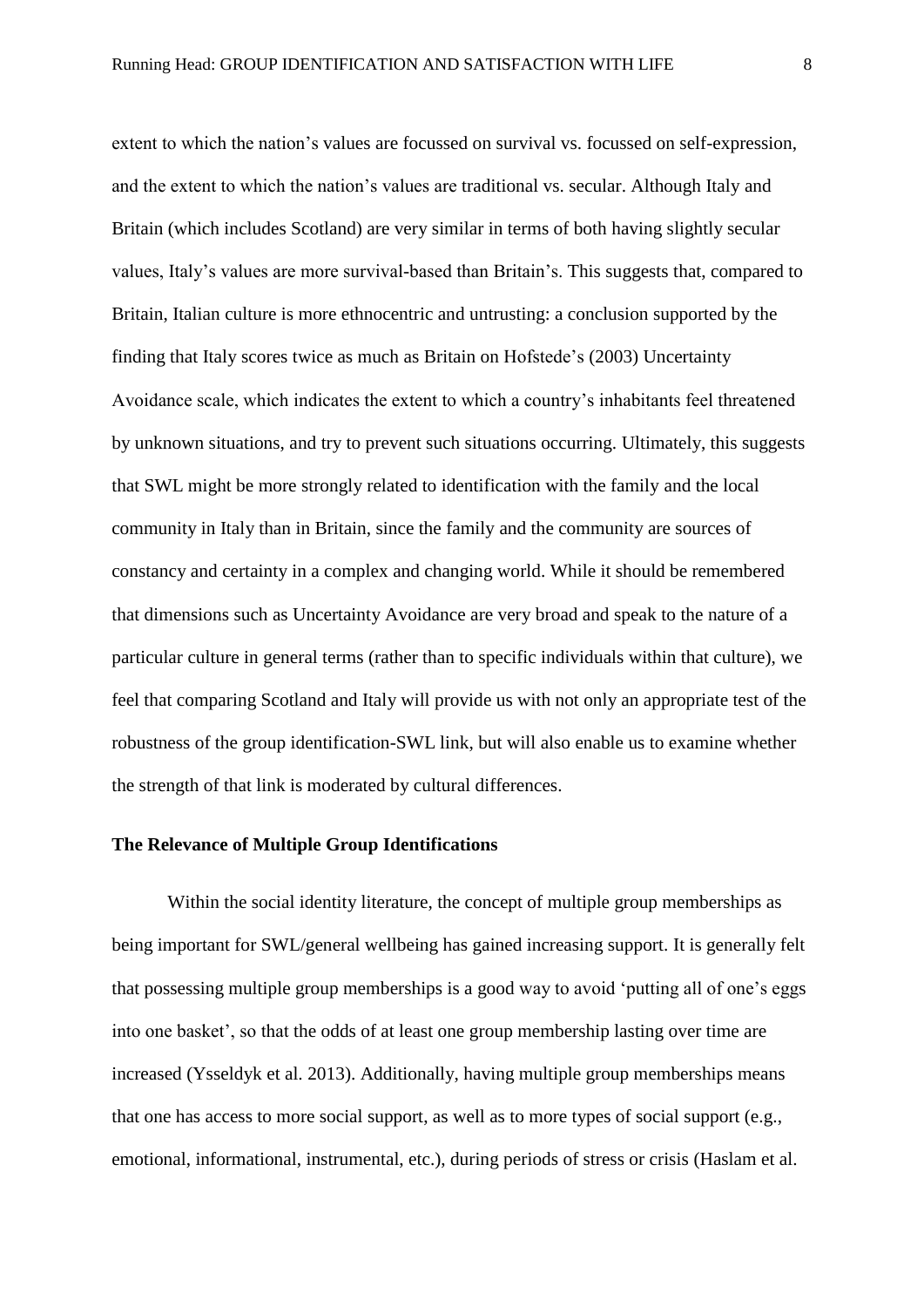extent to which the nation's values are focussed on survival vs. focussed on self-expression, and the extent to which the nation's values are traditional vs. secular. Although Italy and Britain (which includes Scotland) are very similar in terms of both having slightly secular values, Italy's values are more survival-based than Britain's. This suggests that, compared to Britain, Italian culture is more ethnocentric and untrusting: a conclusion supported by the finding that Italy scores twice as much as Britain on Hofstede's (2003) Uncertainty Avoidance scale, which indicates the extent to which a country's inhabitants feel threatened by unknown situations, and try to prevent such situations occurring. Ultimately, this suggests that SWL might be more strongly related to identification with the family and the local community in Italy than in Britain, since the family and the community are sources of constancy and certainty in a complex and changing world. While it should be remembered that dimensions such as Uncertainty Avoidance are very broad and speak to the nature of a particular culture in general terms (rather than to specific individuals within that culture), we feel that comparing Scotland and Italy will provide us with not only an appropriate test of the robustness of the group identification-SWL link, but will also enable us to examine whether the strength of that link is moderated by cultural differences.

## The Relevance of Multiple Group Identifications

Within the social identity literature, the concept of multiple group memberships as being important for SWL/general wellbeing has gained increasing support. It is generally felt that possessing multiple group memberships is a good way to avoid 'putting all of one's eggs into one basket', so that the odds of at least one group membership lasting over time are increased (Ysseldyk et al. 2013). Additionally, having multiple group memberships means that one has access to more social support, as well as to more types of social support (e.g., emotional, informational, instrumental, etc.), during periods of stress or crisis (Haslam et al.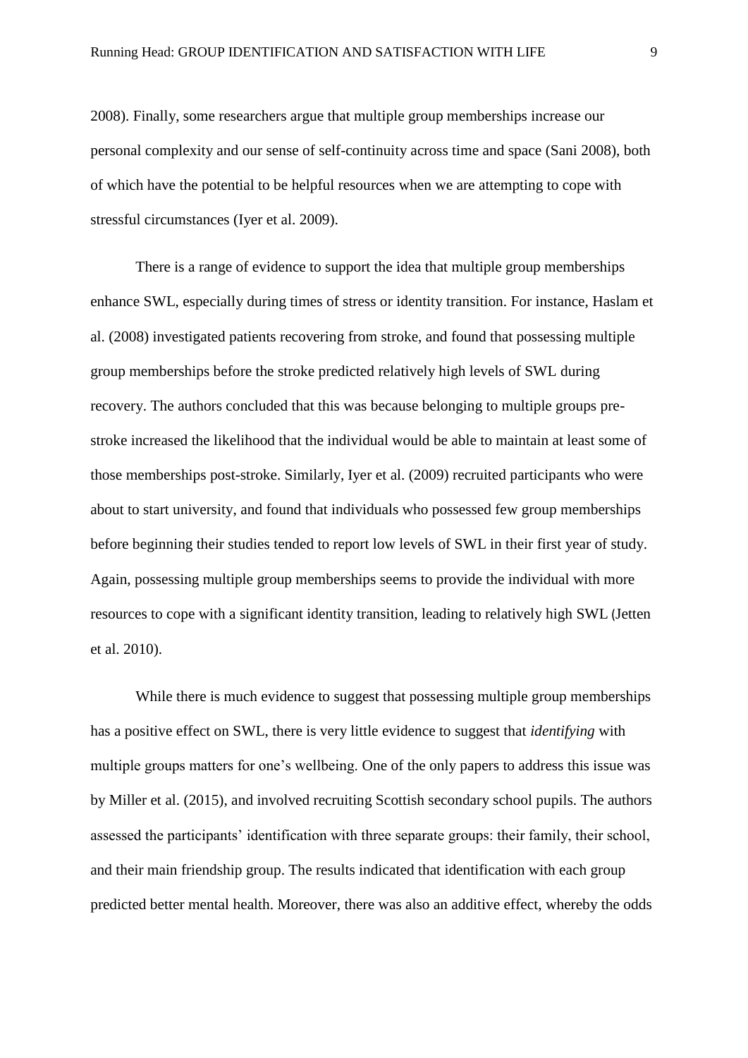2008). Finally, some researchers argue that multiple group memberships increase our personal complexity and our sense of self-continuity across time and space (Sani 2008), both of which have the potential to be helpful resources when we are attempting to cope with stressful circumstances (Iyer et al. 2009).

There is a range of evidence to support the idea that multiple group memberships enhance SWL, especially during times of stress or identity transition. For instance, Haslam et al. (2008) investigated patients recovering from stroke, and found that possessing multiple group memberships before the stroke predicted relatively high levels of SWL during recovery. The authors concluded that this was because belonging to multiple groups pre-stroke increased the likelihood that the individual would be able to maintain at least some of those memberships post-stroke. Similarly, Iyer et al. (2009) recruited participants who were about to start university, and found that individuals who possessed few group memberships before beginning their studies tended to report low levels of SWL in their first year of study. Again, possessing multiple group memberships seems to provide the individual with more resources to cope with a significant identity transition, leading to relatively high SWL (Jetten et al. 2010).

While there is much evidence to suggest that possessing multiple group memberships has a positive effect on SWL, there is very little evidence to suggest that *identifying* with multiple groups matters for one's wellbeing. One of the only papers to address this issue was by Miller et al. (2015), and involved recruiting Scottish secondary school pupils. The authors assessed the participants' identification with three separate groups: their family, their school, and their main friendship group. The results indicated that identification with each group predicted better mental health. Moreover, there was also an additive effect, whereby the odds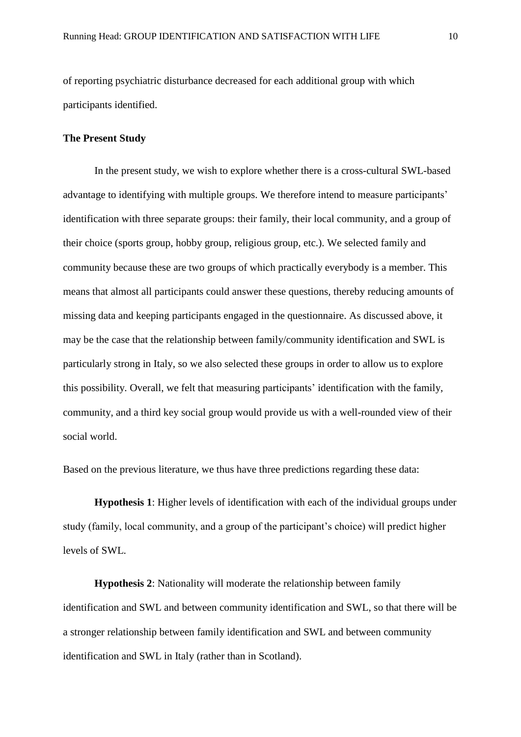of reporting psychiatric disturbance decreased for each additional group with which participants identified.

### The Present Study

In the present study, we wish to explore whether there is a cross-cultural SWL-based advantage to identifying with multiple groups. We therefore intend to measure participants' identification with three separate groups: their family, their local community, and a group of their choice (sports group, hobby group, religious group, etc.). We selected family and community because these are two groups of which practically everybody is a member. This means that almost all participants could answer these questions, thereby reducing amounts of missing data and keeping participants engaged in the questionnaire. As discussed above, it may be the case that the relationship between family/community identification and SWL is particularly strong in Italy, so we also selected these groups in order to allow us to explore this possibility. Overall, we felt that measuring participants' identification with the family, community, and a third key social group would provide us with a well-rounded view of their social world.

Based on the previous literature, we thus have three predictions regarding these data:

**Hypothesis 1**: Higher levels of identification with each of the individual groups under study (family, local community, and a group of the participant's choice) will predict higher levels of SWL.

**Hypothesis 2**: Nationality will moderate the relationship between family identification and SWL and between community identification and SWL, so that there will be a stronger relationship between family identification and SWL and between community identification and SWL in Italy (rather than in Scotland).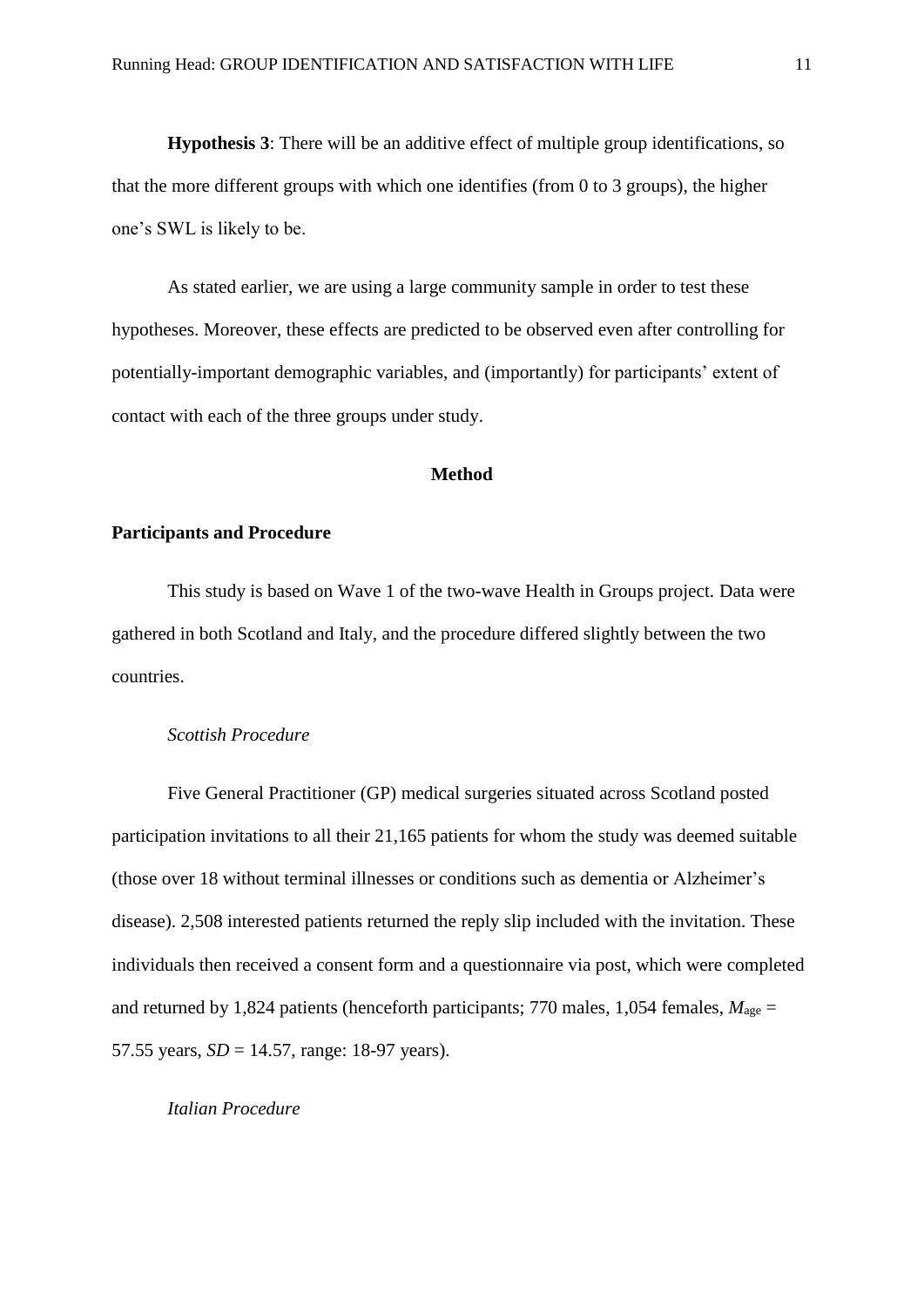**Hypothesis 3**: There will be an additive effect of multiple group identifications, so that the more different groups with which one identifies (from 0 to 3 groups), the higher one's SWL is likely to be.

As stated earlier, we are using a large community sample in order to test these hypotheses. Moreover, these effects are predicted to be observed even after controlling for potentially-important demographic variables, and (importantly) for participants' extent of contact with each of the three groups under study.

## Method

### Participants and Procedure

This study is based on Wave 1 of the two-wave Health in Groups project. Data were gathered in both Scotland and Italy, and the procedure differed slightly between the two countries.

#### *Scottish Procedure*

Five General Practitioner (GP) medical surgeries situated across Scotland posted participation invitations to all their 21,165 patients for whom the study was deemed suitable (those over 18 without terminal illnesses or conditions such as dementia or Alzheimer's disease). 2,508 interested patients returned the reply slip included with the invitation. These individuals then received a consent form and a questionnaire via post, which were completed and returned by 1,824 patients (henceforth participants; 770 males, 1,054 females, $M_{age}$ = 57.55 years, *SD* = 14.57, range: 18-97 years).

#### *Italian Procedure*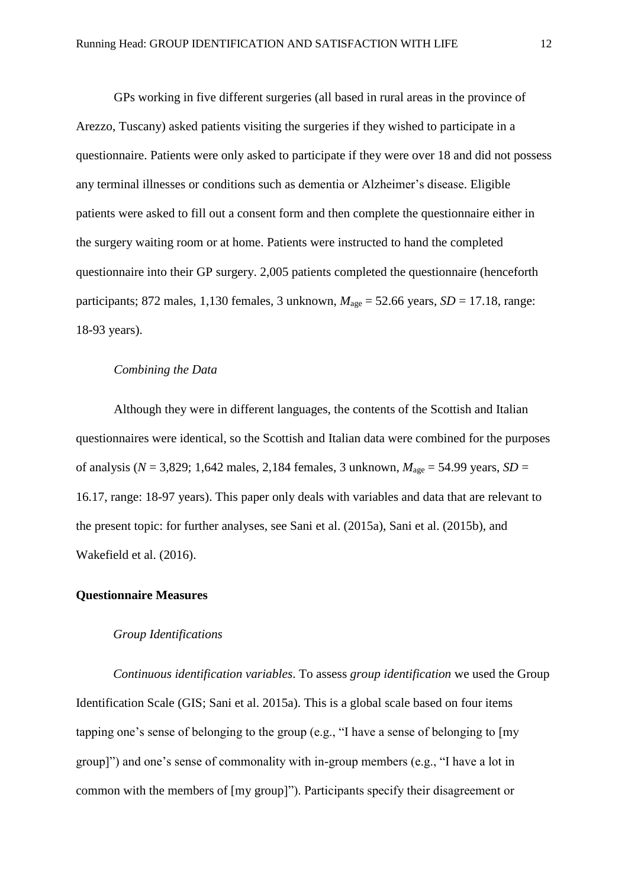GPs working in five different surgeries (all based in rural areas in the province of Arezzo, Tuscany) asked patients visiting the surgeries if they wished to participate in a questionnaire. Patients were only asked to participate if they were over 18 and did not possess any terminal illnesses or conditions such as dementia or Alzheimer's disease. Eligible patients were asked to fill out a consent form and then complete the questionnaire either in the surgery waiting room or at home. Patients were instructed to hand the completed questionnaire into their GP surgery. 2,005 patients completed the questionnaire (henceforth participants; 872 males, 1,130 females, 3 unknown, $M_{\text{age}}$ = 52.66 years, *SD* = 17.18, range: 18-93 years).

#### *Combining the Data*

Although they were in different languages, the contents of the Scottish and Italian questionnaires were identical, so the Scottish and Italian data were combined for the purposes of analysis (*N* = 3,829; 1,642 males, 2,184 females, 3 unknown, $M_{\text{age}}$ = 54.99 years, *SD* = 16.17, range: 18-97 years). This paper only deals with variables and data that are relevant to the present topic: for further analyses, see Sani et al. (2015a), Sani et al. (2015b), and Wakefield et al. (2016).

### **Questionnaire Measures**

#### *Group Identifications*

*Continuous identification variables*. To assess *group identification* we used the Group Identification Scale (GIS; Sani et al. 2015a). This is a global scale based on four items tapping one's sense of belonging to the group (e.g., "I have a sense of belonging to [my group]") and one's sense of commonality with in-group members (e.g., "I have a lot in common with the members of [my group]"). Participants specify their disagreement or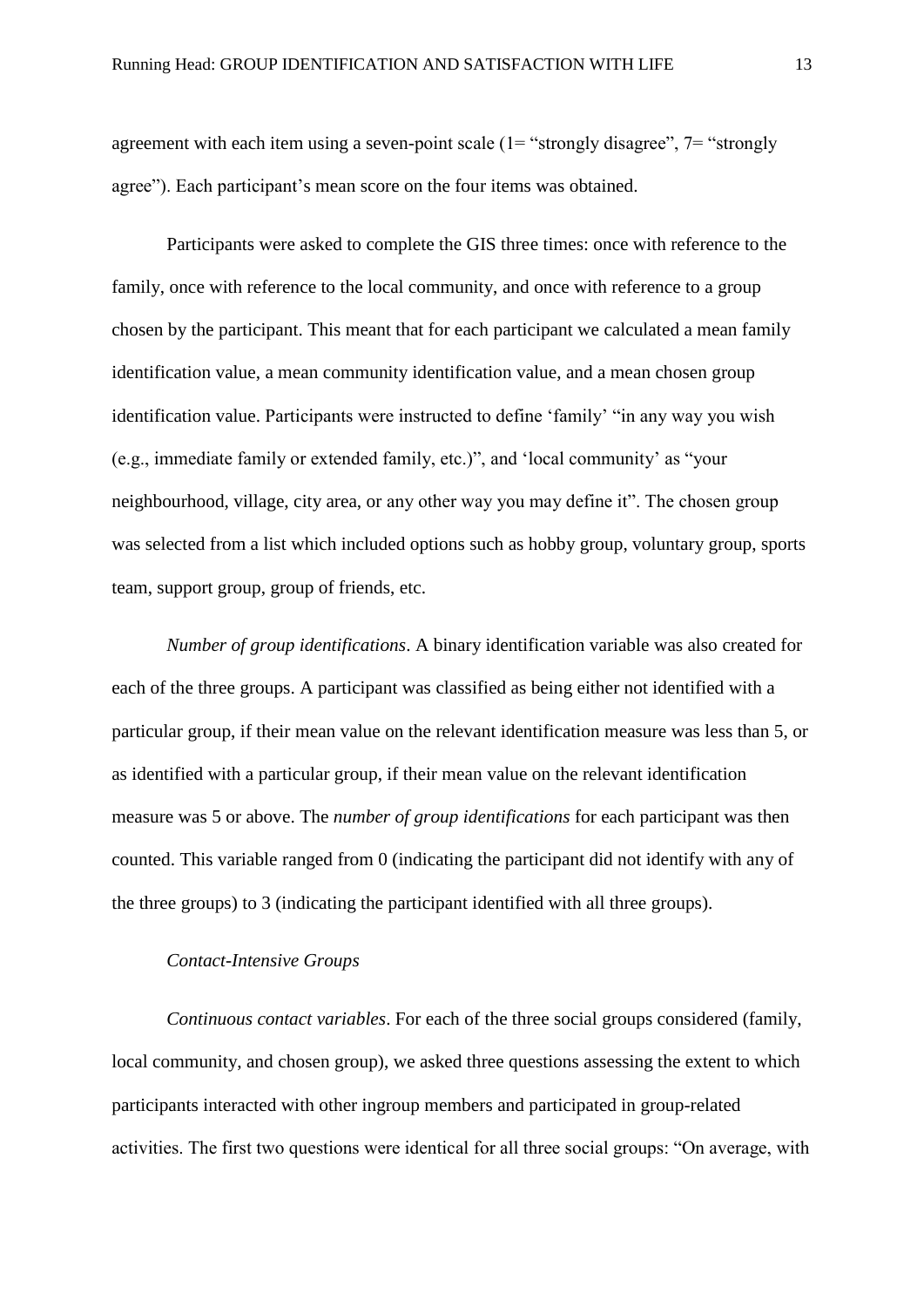agreement with each item using a seven-point scale (1= "strongly disagree", 7= "strongly agree"). Each participant's mean score on the four items was obtained.

Participants were asked to complete the GIS three times: once with reference to the family, once with reference to the local community, and once with reference to a group chosen by the participant. This meant that for each participant we calculated a mean family identification value, a mean community identification value, and a mean chosen group identification value. Participants were instructed to define 'family' "in any way you wish (e.g., immediate family or extended family, etc.)", and 'local community' as "your neighbourhood, village, city area, or any other way you may define it". The chosen group was selected from a list which included options such as hobby group, voluntary group, sports team, support group, group of friends, etc.

*Number of group identifications*. A binary identification variable was also created for each of the three groups. A participant was classified as being either not identified with a particular group, if their mean value on the relevant identification measure was less than 5, or as identified with a particular group, if their mean value on the relevant identification measure was 5 or above. The *number of group identifications* for each participant was then counted. This variable ranged from 0 (indicating the participant did not identify with any of the three groups) to 3 (indicating the participant identified with all three groups).

*Contact-Intensive Groups*

*Continuous contact variables*. For each of the three social groups considered (family, local community, and chosen group), we asked three questions assessing the extent to which participants interacted with other ingroup members and participated in group-related activities. The first two questions were identical for all three social groups: "On average, with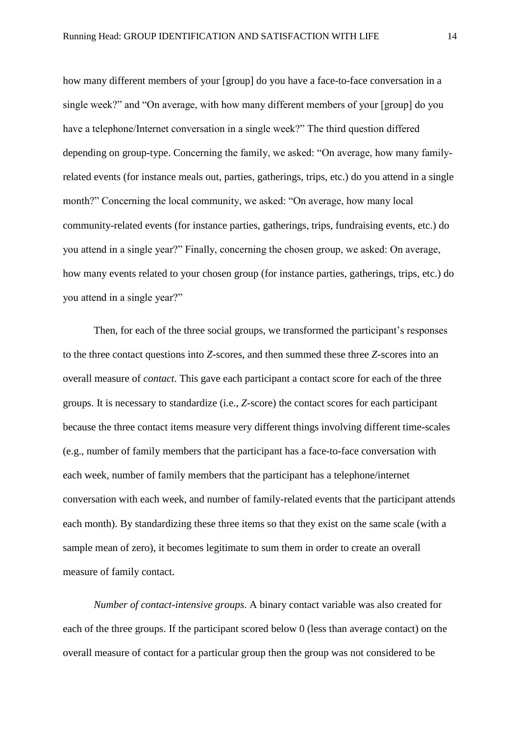how many different members of your [group] do you have a face-to-face conversation in a single week?" and "On average, with how many different members of your [group] do you have a telephone/Internet conversation in a single week?" The third question differed depending on group-type. Concerning the family, we asked: "On average, how many family-related events (for instance meals out, parties, gatherings, trips, etc.) do you attend in a single month?" Concerning the local community, we asked: "On average, how many local community-related events (for instance parties, gatherings, trips, fundraising events, etc.) do you attend in a single year?" Finally, concerning the chosen group, we asked: On average, how many events related to your chosen group (for instance parties, gatherings, trips, etc.) do you attend in a single year?"

Then, for each of the three social groups, we transformed the participant's responses to the three contact questions into *Z*-scores, and then summed these three *Z*-scores into an overall measure of *contact*. This gave each participant a contact score for each of the three groups. It is necessary to standardize (i.e., *Z*-score) the contact scores for each participant because the three contact items measure very different things involving different time-scales (e.g., number of family members that the participant has a face-to-face conversation with each week, number of family members that the participant has a telephone/internet conversation with each week, and number of family-related events that the participant attends each month). By standardizing these three items so that they exist on the same scale (with a sample mean of zero), it becomes legitimate to sum them in order to create an overall measure of family contact.

*Number of contact-intensive groups*. A binary contact variable was also created for each of the three groups. If the participant scored below 0 (less than average contact) on the overall measure of contact for a particular group then the group was not considered to be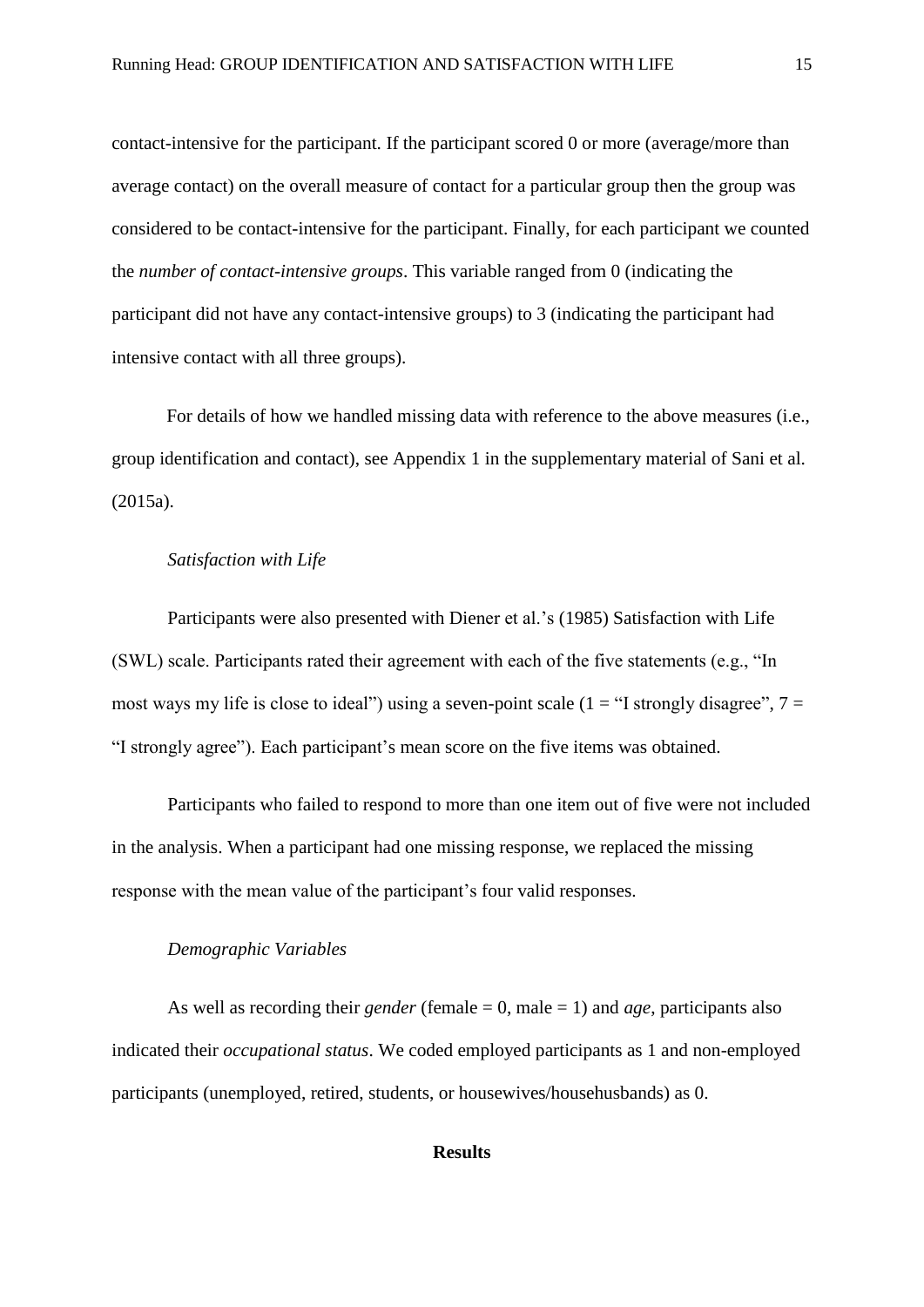contact-intensive for the participant. If the participant scored 0 or more (average/more than average contact) on the overall measure of contact for a particular group then the group was considered to be contact-intensive for the participant. Finally, for each participant we counted the *number of contact-intensive groups*. This variable ranged from 0 (indicating the participant did not have any contact-intensive groups) to 3 (indicating the participant had intensive contact with all three groups).

For details of how we handled missing data with reference to the above measures (i.e., group identification and contact), see Appendix 1 in the supplementary material of Sani et al. (2015a).

*Satisfaction with Life*

Participants were also presented with Diener et al.'s (1985) Satisfaction with Life (SWL) scale. Participants rated their agreement with each of the five statements (e.g., "In most ways my life is close to ideal") using a seven-point scale (1 = "I strongly disagree", 7 = "I strongly agree"). Each participant's mean score on the five items was obtained.

Participants who failed to respond to more than one item out of five were not included in the analysis. When a participant had one missing response, we replaced the missing response with the mean value of the participant's four valid responses.

*Demographic Variables*

As well as recording their *gender* (female = 0, male = 1) and *age*, participants also indicated their *occupational status*. We coded employed participants as 1 and non-employed participants (unemployed, retired, students, or housewives/househusbands) as 0.

**Results**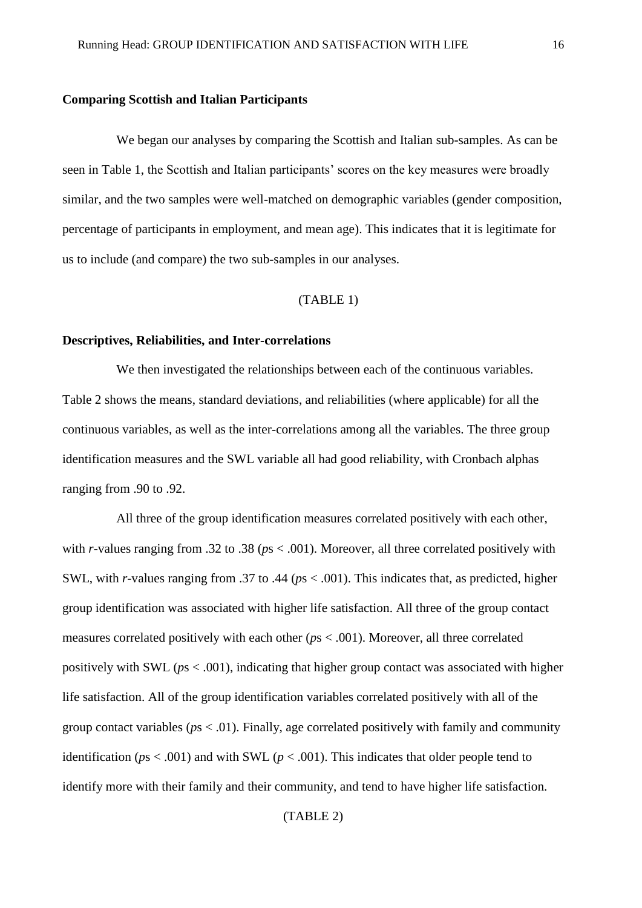**Comparing Scottish and Italian Participants**

We began our analyses by comparing the Scottish and Italian sub-samples. As can be seen in Table 1, the Scottish and Italian participants' scores on the key measures were broadly similar, and the two samples were well-matched on demographic variables (gender composition, percentage of participants in employment, and mean age). This indicates that it is legitimate for us to include (and compare) the two sub-samples in our analyses.

(TABLE 1)

**Descriptives, Reliabilities, and Inter-correlations**

We then investigated the relationships between each of the continuous variables. Table 2 shows the means, standard deviations, and reliabilities (where applicable) for all the continuous variables, as well as the inter-correlations among all the variables. The three group identification measures and the SWL variable all had good reliability, with Cronbach alphas ranging from .90 to .92.

All three of the group identification measures correlated positively with each other, with *r*-values ranging from .32 to .38 (*p*s < .001). Moreover, all three correlated positively with SWL, with *r*-values ranging from .37 to .44 (*p*s < .001). This indicates that, as predicted, higher group identification was associated with higher life satisfaction. All three of the group contact measures correlated positively with each other (*p*s < .001). Moreover, all three correlated positively with SWL (*p*s < .001), indicating that higher group contact was associated with higher life satisfaction. All of the group identification variables correlated positively with all of the group contact variables (*p*s < .01). Finally, age correlated positively with family and community identification (*p*s < .001) and with SWL ($p < .001$). This indicates that older people tend to identify more with their family and their community, and tend to have higher life satisfaction.

(TABLE 2)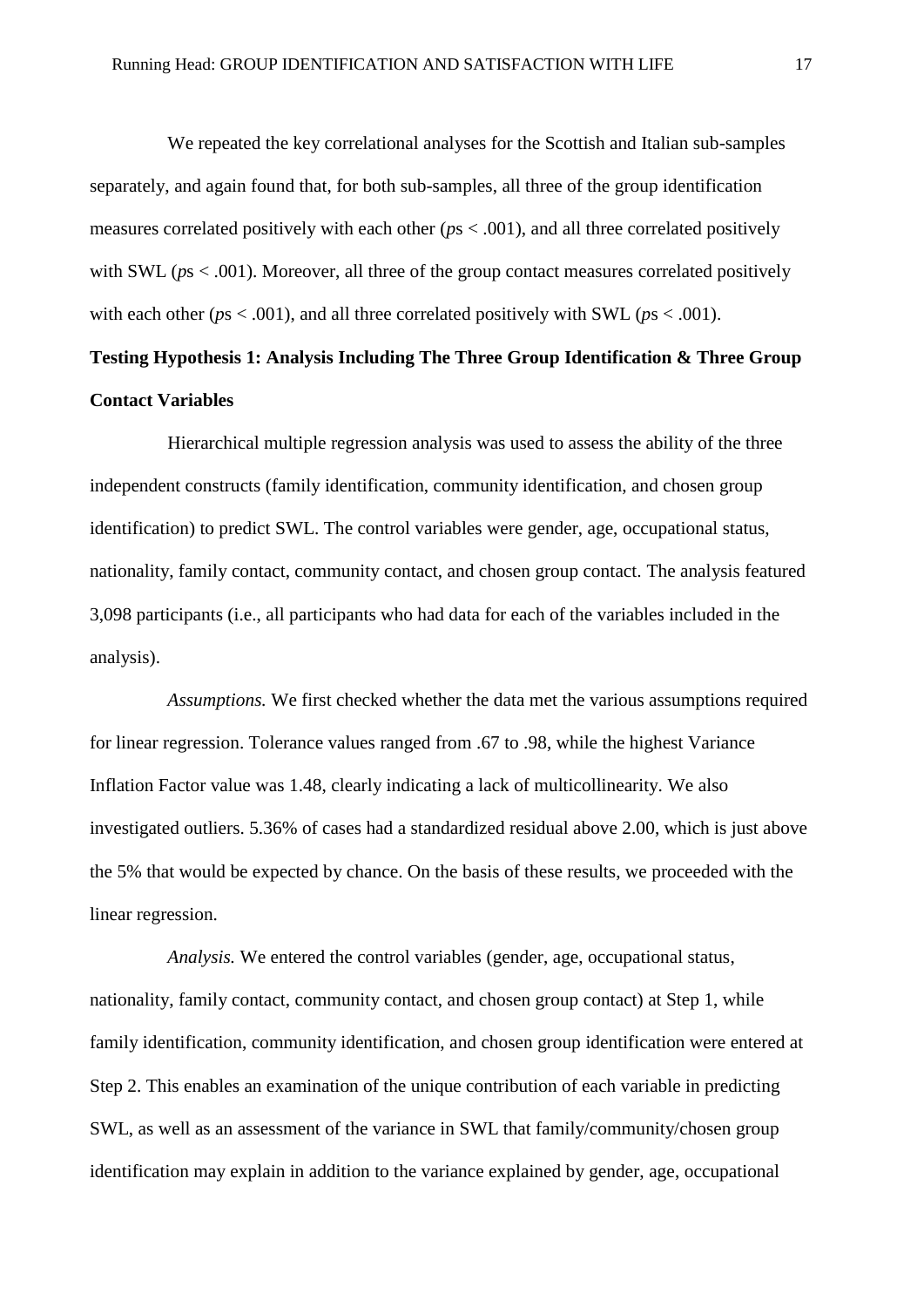We repeated the key correlational analyses for the Scottish and Italian sub-samples separately, and again found that, for both sub-samples, all three of the group identification measures correlated positively with each other (*p*s < .001), and all three correlated positively with SWL (*p*s < .001). Moreover, all three of the group contact measures correlated positively with each other (*p*s < .001), and all three correlated positively with SWL (*p*s < .001).

**Testing Hypothesis 1: Analysis Including The Three Group Identification & Three Group Contact Variables**

Hierarchical multiple regression analysis was used to assess the ability of the three independent constructs (family identification, community identification, and chosen group identification) to predict SWL. The control variables were gender, age, occupational status, nationality, family contact, community contact, and chosen group contact. The analysis featured 3,098 participants (i.e., all participants who had data for each of the variables included in the analysis).

*Assumptions.* We first checked whether the data met the various assumptions required for linear regression. Tolerance values ranged from .67 to .98, while the highest Variance Inflation Factor value was 1.48, clearly indicating a lack of multicollinearity. We also investigated outliers. 5.36% of cases had a standardized residual above 2.00, which is just above the 5% that would be expected by chance. On the basis of these results, we proceeded with the linear regression.

*Analysis.* We entered the control variables (gender, age, occupational status, nationality, family contact, community contact, and chosen group contact) at Step 1, while family identification, community identification, and chosen group identification were entered at Step 2. This enables an examination of the unique contribution of each variable in predicting SWL, as well as an assessment of the variance in SWL that family/community/chosen group identification may explain in addition to the variance explained by gender, age, occupational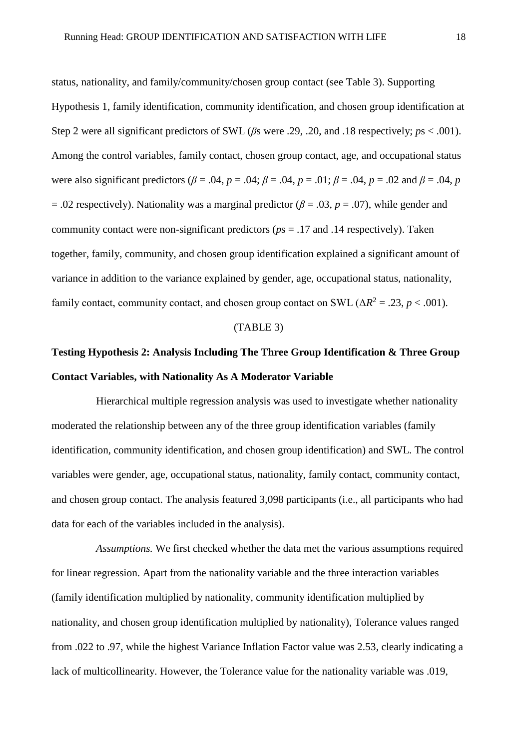status, nationality, and family/community/chosen group contact (see Table 3). Supporting Hypothesis 1, family identification, community identification, and chosen group identification at Step 2 were all significant predictors of SWL ($\beta$s were .29, .20, and .18 respectively; $p$s < .001). Among the control variables, family contact, chosen group contact, age, and occupational status were also significant predictors ($\beta$ = .04, $p$ = .04; $\beta$ = .04, $p$ = .01; $\beta$ = .04, $p$ = .02 and $\beta$ = .04, $p$ = .02 respectively). Nationality was a marginal predictor ($\beta$ = .03, $p$ = .07), while gender and community contact were non-significant predictors ($p$s = .17 and .14 respectively). Taken together, family, community, and chosen group identification explained a significant amount of variance in addition to the variance explained by gender, age, occupational status, nationality, family contact, community contact, and chosen group contact on SWL ($\Delta R^2 = .23$, $p < .001$).

(TABLE 3)

**Testing Hypothesis 2: Analysis Including The Three Group Identification & Three Group Contact Variables, with Nationality As A Moderator Variable**

Hierarchical multiple regression analysis was used to investigate whether nationality moderated the relationship between any of the three group identification variables (family identification, community identification, and chosen group identification) and SWL. The control variables were gender, age, occupational status, nationality, family contact, community contact, and chosen group contact. The analysis featured 3,098 participants (i.e., all participants who had data for each of the variables included in the analysis).

*Assumptions.* We first checked whether the data met the various assumptions required for linear regression. Apart from the nationality variable and the three interaction variables (family identification multiplied by nationality, community identification multiplied by nationality, and chosen group identification multiplied by nationality), Tolerance values ranged from .022 to .97, while the highest Variance Inflation Factor value was 2.53, clearly indicating a lack of multicollinearity. However, the Tolerance value for the nationality variable was .019,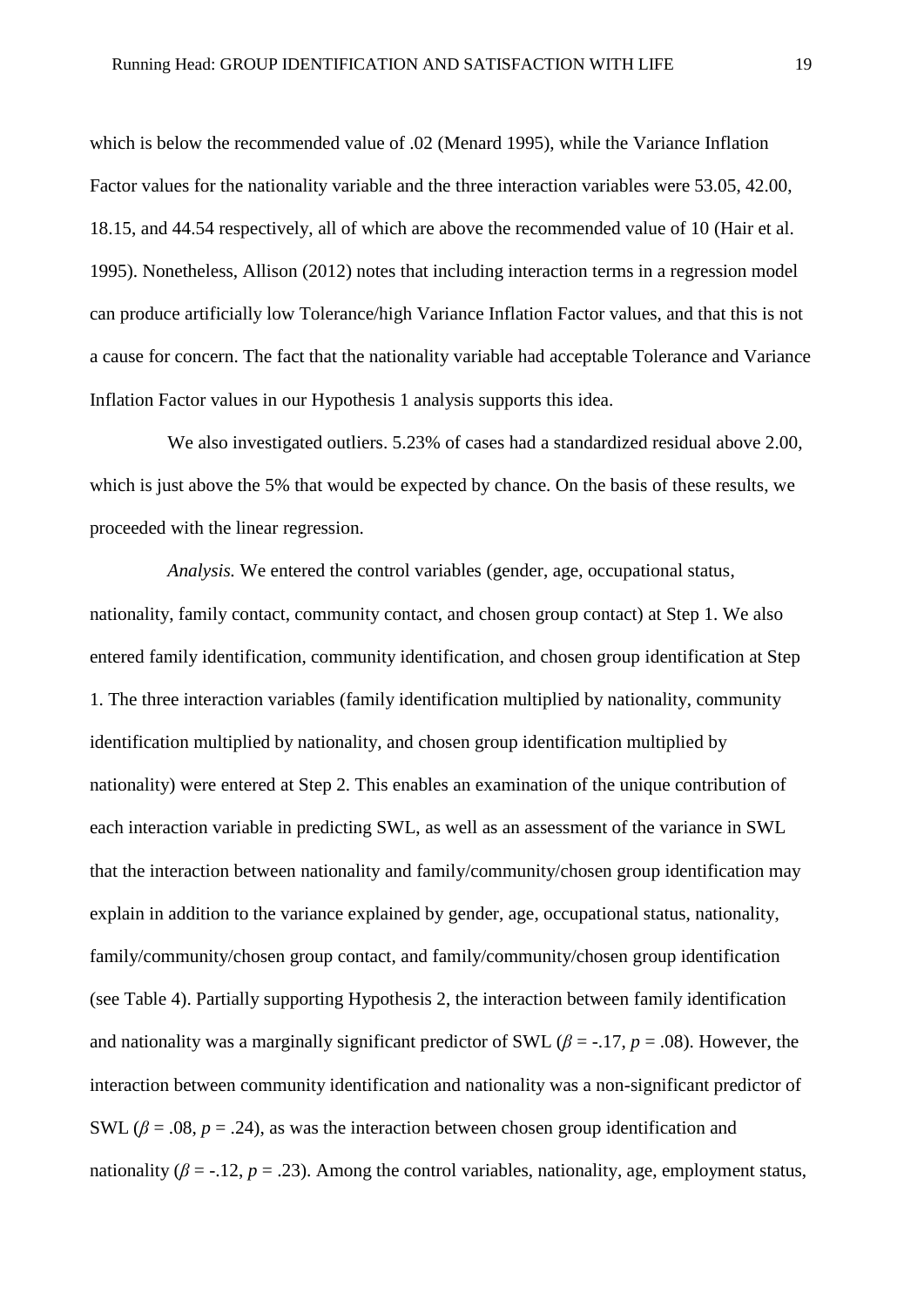which is below the recommended value of .02 (Menard 1995), while the Variance Inflation Factor values for the nationality variable and the three interaction variables were 53.05, 42.00, 18.15, and 44.54 respectively, all of which are above the recommended value of 10 (Hair et al. 1995). Nonetheless, Allison (2012) notes that including interaction terms in a regression model can produce artificially low Tolerance/high Variance Inflation Factor values, and that this is not a cause for concern. The fact that the nationality variable had acceptable Tolerance and Variance Inflation Factor values in our Hypothesis 1 analysis supports this idea.

We also investigated outliers. 5.23% of cases had a standardized residual above 2.00, which is just above the 5% that would be expected by chance. On the basis of these results, we proceeded with the linear regression.

*Analysis.* We entered the control variables (gender, age, occupational status, nationality, family contact, community contact, and chosen group contact) at Step 1. We also entered family identification, community identification, and chosen group identification at Step 1. The three interaction variables (family identification multiplied by nationality, community identification multiplied by nationality, and chosen group identification multiplied by nationality) were entered at Step 2. This enables an examination of the unique contribution of each interaction variable in predicting SWL, as well as an assessment of the variance in SWL that the interaction between nationality and family/community/chosen group identification may explain in addition to the variance explained by gender, age, occupational status, nationality, family/community/chosen group contact, and family/community/chosen group identification (see Table 4). Partially supporting Hypothesis 2, the interaction between family identification and nationality was a marginally significant predictor of SWL ($\beta$ = -.17, $p$ = .08). However, the interaction between community identification and nationality was a non-significant predictor of SWL ($\beta$ = .08, $p$ = .24), as was the interaction between chosen group identification and nationality ($\beta$ = -.12, $p$ = .23). Among the control variables, nationality, age, employment status,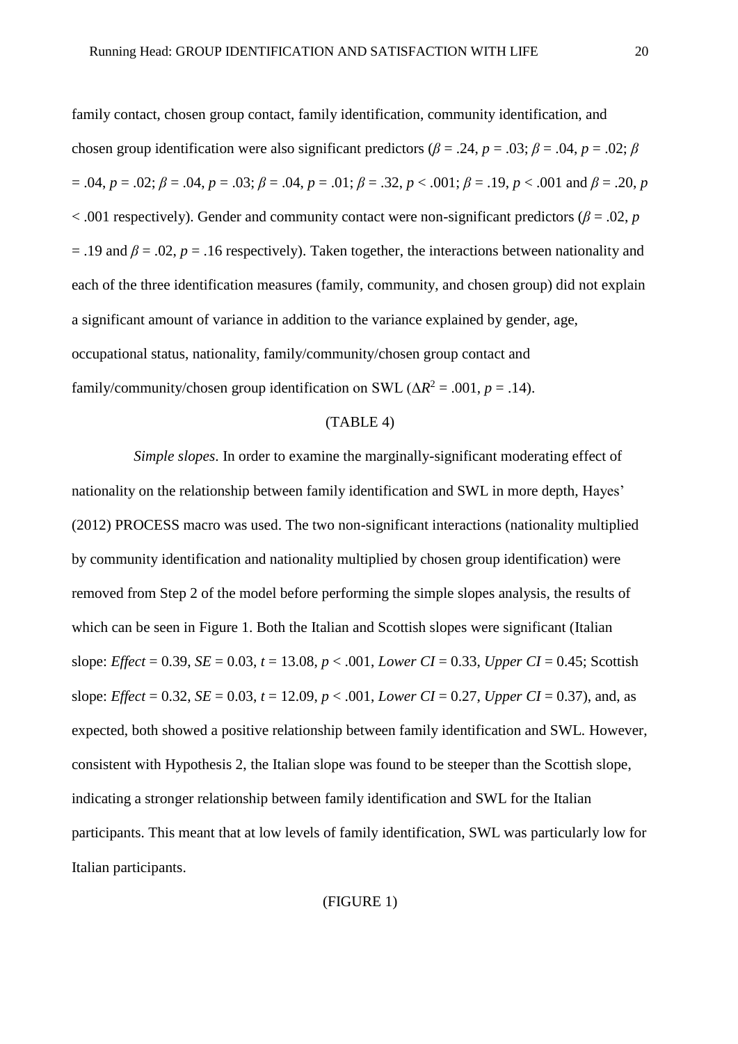family contact, chosen group contact, family identification, community identification, and chosen group identification were also significant predictors ($\beta$ = .24, $p$ = .03; $\beta$ = .04, $p$ = .02; $\beta$ = .04, $p$ = .02; $\beta$ = .04, $p$ = .03; $\beta$ = .04, $p$ = .01; $\beta$ = .32, $p$ < .001; $\beta$ = .19, $p$ < .001 and $\beta$ = .20, $p$ < .001 respectively). Gender and community contact were non-significant predictors ($\beta$ = .02, $p$ = .19 and $\beta$ = .02, $p$ = .16 respectively). Taken together, the interactions between nationality and each of the three identification measures (family, community, and chosen group) did not explain a significant amount of variance in addition to the variance explained by gender, age, occupational status, nationality, family/community/chosen group contact and family/community/chosen group identification on SWL ($\Delta R^2$ = .001, $p$ = .14).

(TABLE 4)

*Simple slopes*. In order to examine the marginally-significant moderating effect of nationality on the relationship between family identification and SWL in more depth, Hayes' (2012) PROCESS macro was used. The two non-significant interactions (nationality multiplied by community identification and nationality multiplied by chosen group identification) were removed from Step 2 of the model before performing the simple slopes analysis, the results of which can be seen in Figure 1. Both the Italian and Scottish slopes were significant (Italian slope: *Effect* = 0.39, *SE* = 0.03, $t$ = 13.08, $p$ < .001, *Lower CI* = 0.33, *Upper CI* = 0.45; Scottish slope: *Effect* = 0.32, *SE* = 0.03, $t$ = 12.09, $p$ < .001, *Lower CI* = 0.27, *Upper CI* = 0.37), and, as expected, both showed a positive relationship between family identification and SWL. However, consistent with Hypothesis 2, the Italian slope was found to be steeper than the Scottish slope, indicating a stronger relationship between family identification and SWL for the Italian participants. This meant that at low levels of family identification, SWL was particularly low for Italian participants.

(FIGURE 1)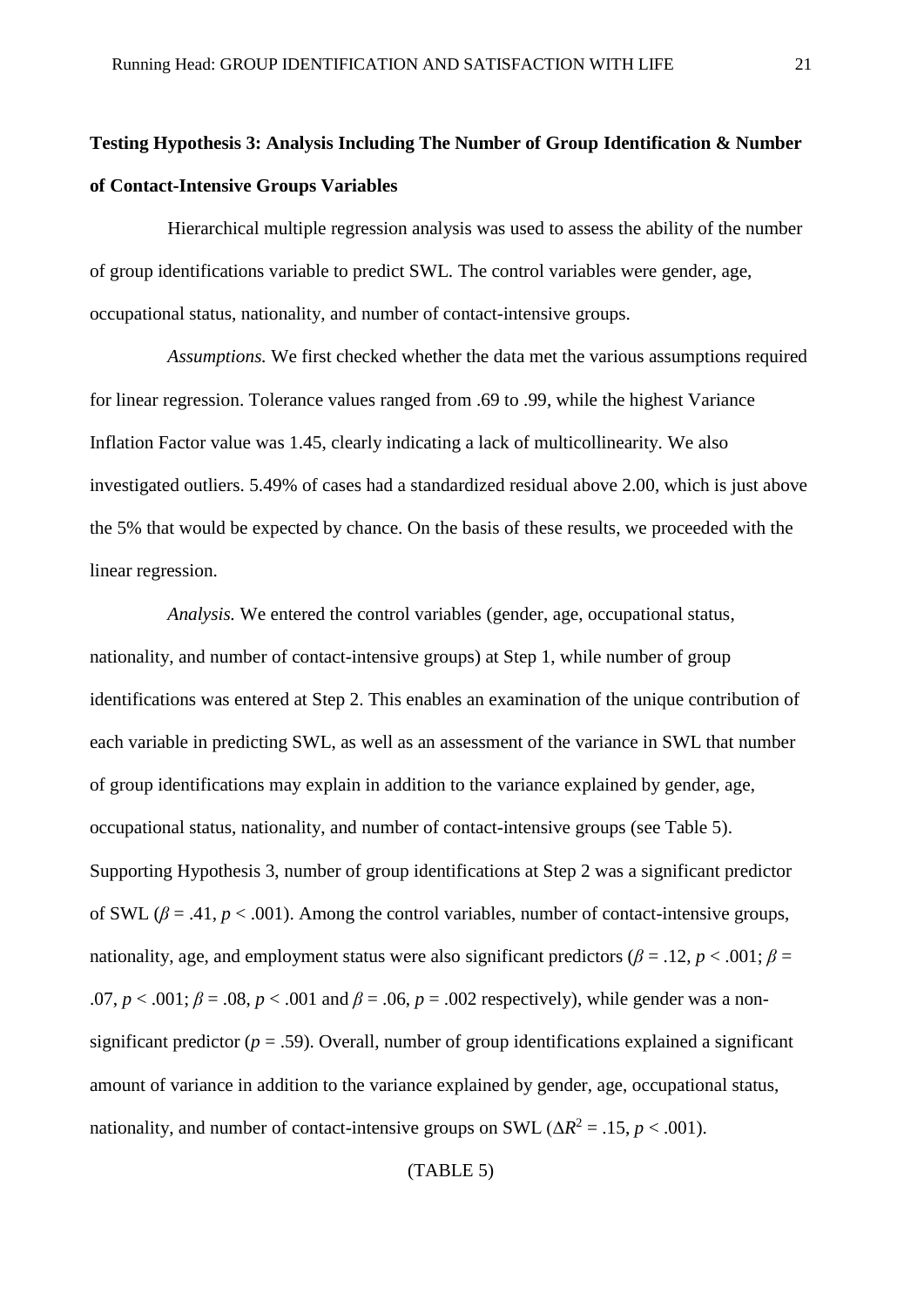**Testing Hypothesis 3: Analysis Including The Number of Group Identification & Number of Contact-Intensive Groups Variables**

Hierarchical multiple regression analysis was used to assess the ability of the number of group identifications variable to predict SWL. The control variables were gender, age, occupational status, nationality, and number of contact-intensive groups.

*Assumptions.* We first checked whether the data met the various assumptions required for linear regression. Tolerance values ranged from .69 to .99, while the highest Variance Inflation Factor value was 1.45, clearly indicating a lack of multicollinearity. We also investigated outliers. 5.49% of cases had a standardized residual above 2.00, which is just above the 5% that would be expected by chance. On the basis of these results, we proceeded with the linear regression.

*Analysis.* We entered the control variables (gender, age, occupational status, nationality, and number of contact-intensive groups) at Step 1, while number of group identifications was entered at Step 2. This enables an examination of the unique contribution of each variable in predicting SWL, as well as an assessment of the variance in SWL that number of group identifications may explain in addition to the variance explained by gender, age, occupational status, nationality, and number of contact-intensive groups (see Table 5). Supporting Hypothesis 3, number of group identifications at Step 2 was a significant predictor of SWL ($\beta = .41$, $p < .001$). Among the control variables, number of contact-intensive groups, nationality, age, and employment status were also significant predictors ($\beta = .12$, $p < .001$; $\beta = .07$, $p < .001$; $\beta = .08$, $p < .001$ and $\beta = .06$, $p = .002$ respectively), while gender was a non-significant predictor ($p = .59$). Overall, number of group identifications explained a significant amount of variance in addition to the variance explained by gender, age, occupational status, nationality, and number of contact-intensive groups on SWL ($\Delta R^2 = .15$, $p < .001$).

(TABLE 5)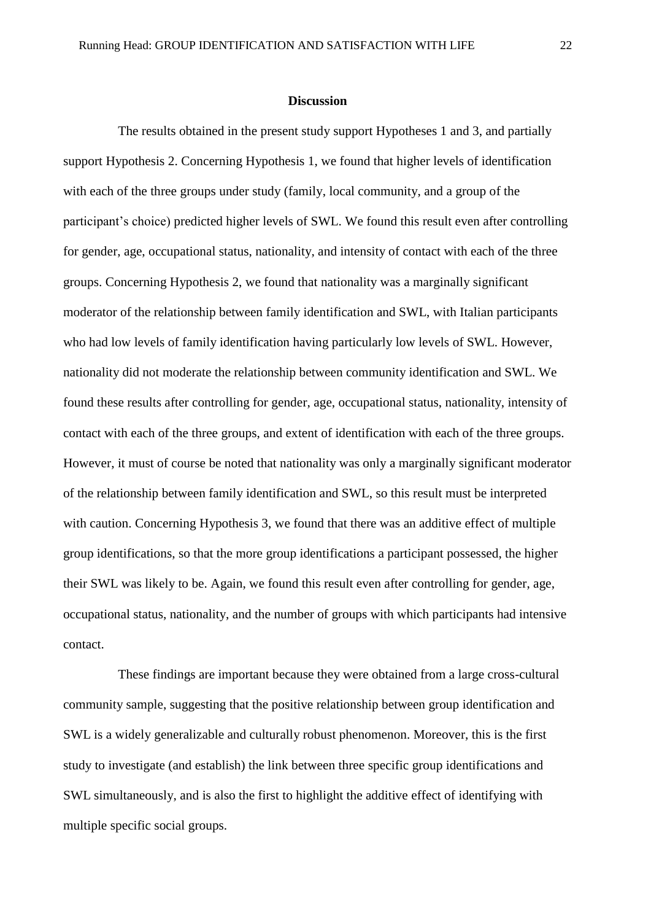## Discussion

The results obtained in the present study support Hypotheses 1 and 3, and partially support Hypothesis 2. Concerning Hypothesis 1, we found that higher levels of identification with each of the three groups under study (family, local community, and a group of the participant's choice) predicted higher levels of SWL. We found this result even after controlling for gender, age, occupational status, nationality, and intensity of contact with each of the three groups. Concerning Hypothesis 2, we found that nationality was a marginally significant moderator of the relationship between family identification and SWL, with Italian participants who had low levels of family identification having particularly low levels of SWL. However, nationality did not moderate the relationship between community identification and SWL. We found these results after controlling for gender, age, occupational status, nationality, intensity of contact with each of the three groups, and extent of identification with each of the three groups. However, it must of course be noted that nationality was only a marginally significant moderator of the relationship between family identification and SWL, so this result must be interpreted with caution. Concerning Hypothesis 3, we found that there was an additive effect of multiple group identifications, so that the more group identifications a participant possessed, the higher their SWL was likely to be. Again, we found this result even after controlling for gender, age, occupational status, nationality, and the number of groups with which participants had intensive contact.

These findings are important because they were obtained from a large cross-cultural community sample, suggesting that the positive relationship between group identification and SWL is a widely generalizable and culturally robust phenomenon. Moreover, this is the first study to investigate (and establish) the link between three specific group identifications and SWL simultaneously, and is also the first to highlight the additive effect of identifying with multiple specific social groups.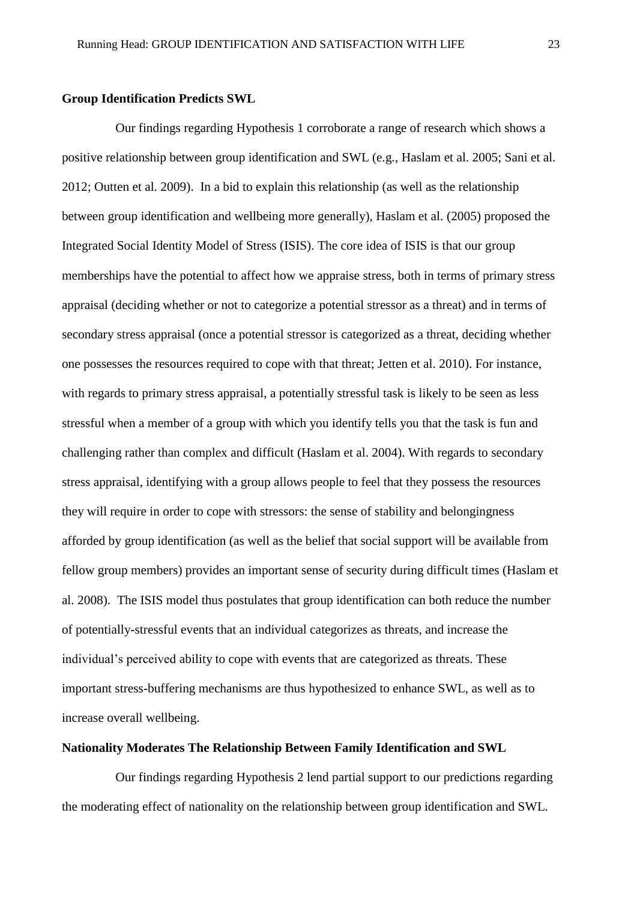**Group Identification Predicts SWL**

Our findings regarding Hypothesis 1 corroborate a range of research which shows a positive relationship between group identification and SWL (e.g., Haslam et al. 2005; Sani et al. 2012; Outten et al. 2009). In a bid to explain this relationship (as well as the relationship between group identification and wellbeing more generally), Haslam et al. (2005) proposed the Integrated Social Identity Model of Stress (ISIS). The core idea of ISIS is that our group memberships have the potential to affect how we appraise stress, both in terms of primary stress appraisal (deciding whether or not to categorize a potential stressor as a threat) and in terms of secondary stress appraisal (once a potential stressor is categorized as a threat, deciding whether one possesses the resources required to cope with that threat; Jetten et al. 2010). For instance, with regards to primary stress appraisal, a potentially stressful task is likely to be seen as less stressful when a member of a group with which you identify tells you that the task is fun and challenging rather than complex and difficult (Haslam et al. 2004). With regards to secondary stress appraisal, identifying with a group allows people to feel that they possess the resources they will require in order to cope with stressors: the sense of stability and belongingness afforded by group identification (as well as the belief that social support will be available from fellow group members) provides an important sense of security during difficult times (Haslam et al. 2008). The ISIS model thus postulates that group identification can both reduce the number of potentially-stressful events that an individual categorizes as threats, and increase the individual's perceived ability to cope with events that are categorized as threats. These important stress-buffering mechanisms are thus hypothesized to enhance SWL, as well as to increase overall wellbeing.

**Nationality Moderates The Relationship Between Family Identification and SWL**

Our findings regarding Hypothesis 2 lend partial support to our predictions regarding the moderating effect of nationality on the relationship between group identification and SWL.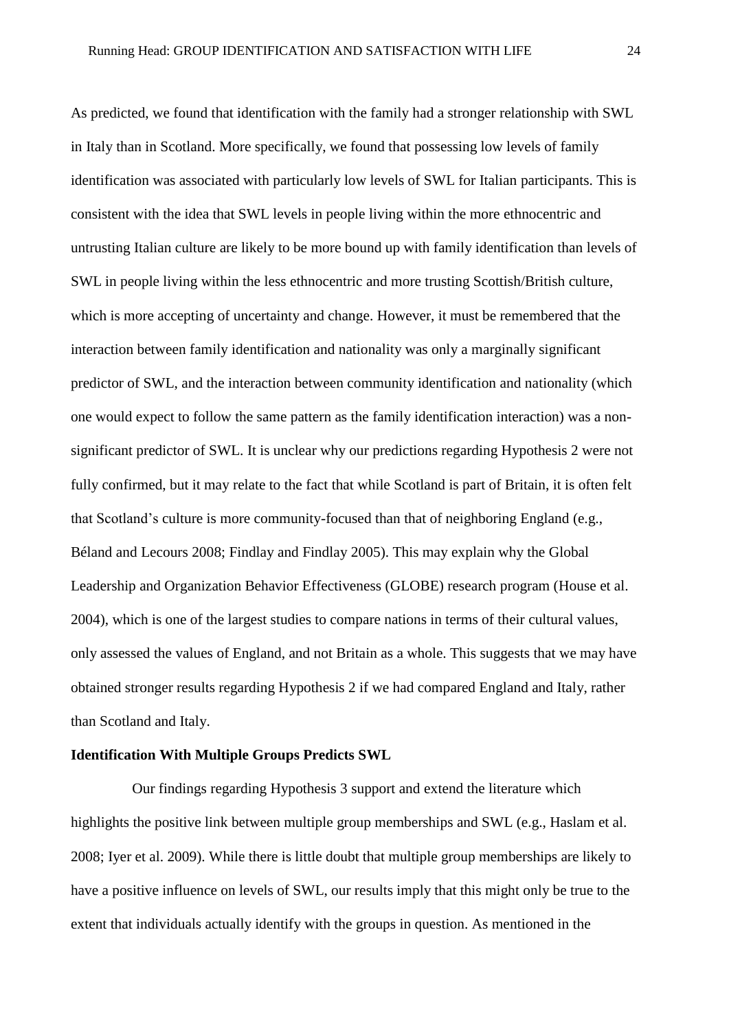As predicted, we found that identification with the family had a stronger relationship with SWL in Italy than in Scotland. More specifically, we found that possessing low levels of family identification was associated with particularly low levels of SWL for Italian participants. This is consistent with the idea that SWL levels in people living within the more ethnocentric and untrusting Italian culture are likely to be more bound up with family identification than levels of SWL in people living within the less ethnocentric and more trusting Scottish/British culture, which is more accepting of uncertainty and change. However, it must be remembered that the interaction between family identification and nationality was only a marginally significant predictor of SWL, and the interaction between community identification and nationality (which one would expect to follow the same pattern as the family identification interaction) was a non-significant predictor of SWL. It is unclear why our predictions regarding Hypothesis 2 were not fully confirmed, but it may relate to the fact that while Scotland is part of Britain, it is often felt that Scotland's culture is more community-focused than that of neighboring England (e.g., Béland and Lecours 2008; Findlay and Findlay 2005). This may explain why the Global Leadership and Organization Behavior Effectiveness (GLOBE) research program (House et al. 2004), which is one of the largest studies to compare nations in terms of their cultural values, only assessed the values of England, and not Britain as a whole. This suggests that we may have obtained stronger results regarding Hypothesis 2 if we had compared England and Italy, rather than Scotland and Italy.

**Identification With Multiple Groups Predicts SWL**

Our findings regarding Hypothesis 3 support and extend the literature which highlights the positive link between multiple group memberships and SWL (e.g., Haslam et al. 2008; Iyer et al. 2009). While there is little doubt that multiple group memberships are likely to have a positive influence on levels of SWL, our results imply that this might only be true to the extent that individuals actually identify with the groups in question. As mentioned in the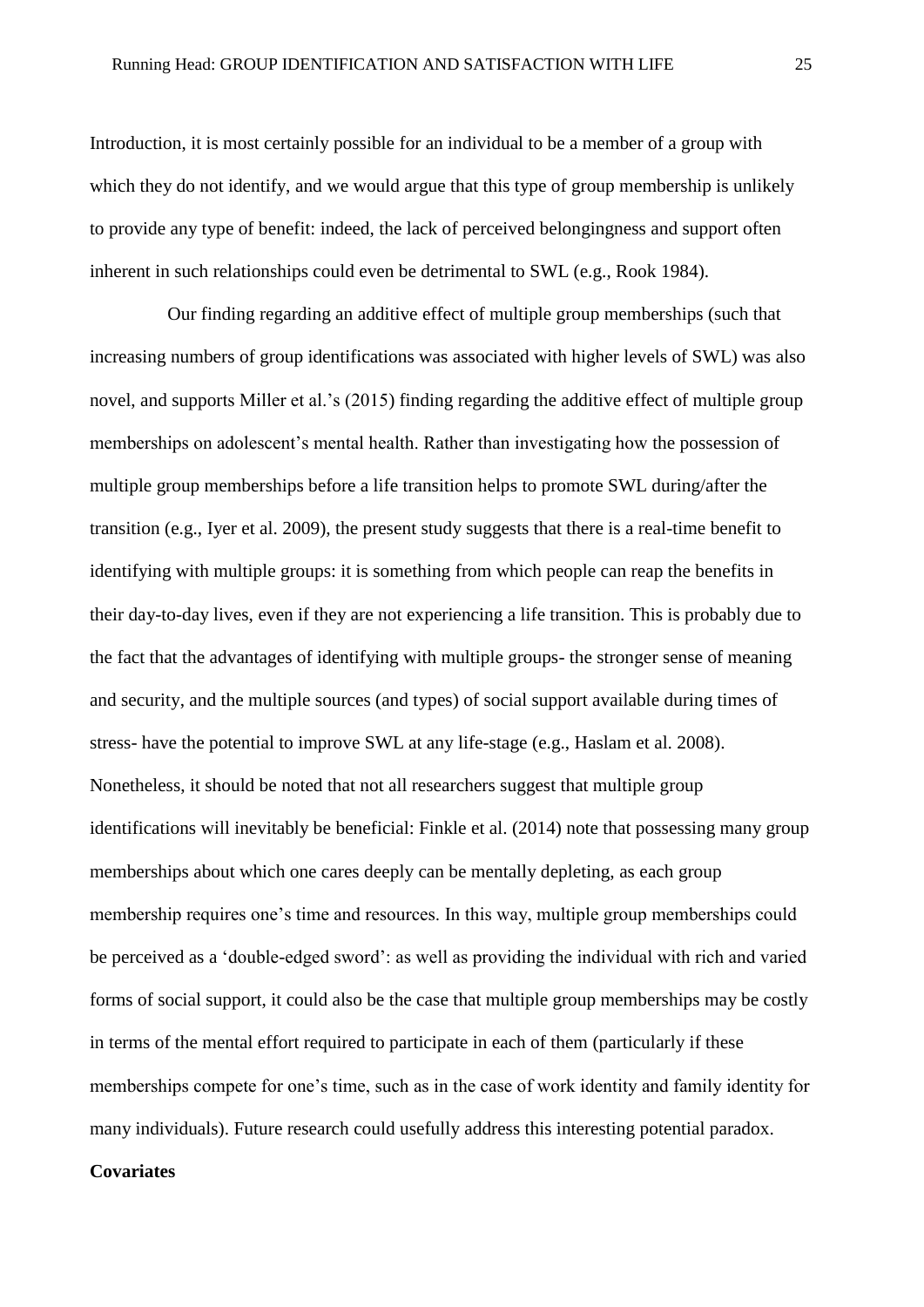Introduction, it is most certainly possible for an individual to be a member of a group with which they do not identify, and we would argue that this type of group membership is unlikely to provide any type of benefit: indeed, the lack of perceived belongingness and support often inherent in such relationships could even be detrimental to SWL (e.g., Rook 1984).

Our finding regarding an additive effect of multiple group memberships (such that increasing numbers of group identifications was associated with higher levels of SWL) was also novel, and supports Miller et al.'s (2015) finding regarding the additive effect of multiple group memberships on adolescent's mental health. Rather than investigating how the possession of multiple group memberships before a life transition helps to promote SWL during/after the transition (e.g., Iyer et al. 2009), the present study suggests that there is a real-time benefit to identifying with multiple groups: it is something from which people can reap the benefits in their day-to-day lives, even if they are not experiencing a life transition. This is probably due to the fact that the advantages of identifying with multiple groups- the stronger sense of meaning and security, and the multiple sources (and types) of social support available during times of stress- have the potential to improve SWL at any life-stage (e.g., Haslam et al. 2008). Nonetheless, it should be noted that not all researchers suggest that multiple group identifications will inevitably be beneficial: Finkle et al. (2014) note that possessing many group memberships about which one cares deeply can be mentally depleting, as each group membership requires one's time and resources. In this way, multiple group memberships could be perceived as a 'double-edged sword': as well as providing the individual with rich and varied forms of social support, it could also be the case that multiple group memberships may be costly in terms of the mental effort required to participate in each of them (particularly if these memberships compete for one's time, such as in the case of work identity and family identity for many individuals). Future research could usefully address this interesting potential paradox.

**Covariates**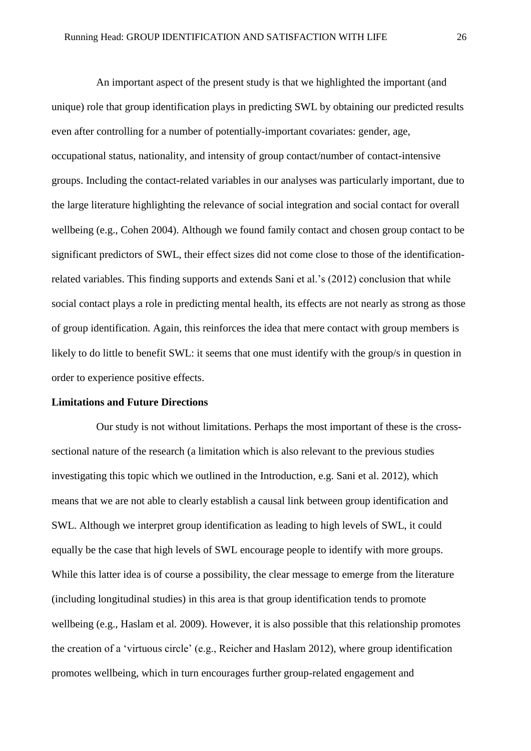An important aspect of the present study is that we highlighted the important (and unique) role that group identification plays in predicting SWL by obtaining our predicted results even after controlling for a number of potentially-important covariates: gender, age, occupational status, nationality, and intensity of group contact/number of contact-intensive groups. Including the contact-related variables in our analyses was particularly important, due to the large literature highlighting the relevance of social integration and social contact for overall wellbeing (e.g., Cohen 2004). Although we found family contact and chosen group contact to be significant predictors of SWL, their effect sizes did not come close to those of the identification-related variables. This finding supports and extends Sani et al.'s (2012) conclusion that while social contact plays a role in predicting mental health, its effects are not nearly as strong as those of group identification. Again, this reinforces the idea that mere contact with group members is likely to do little to benefit SWL: it seems that one must identify with the group/s in question in order to experience positive effects.

**Limitations and Future Directions**

Our study is not without limitations. Perhaps the most important of these is the cross-sectional nature of the research (a limitation which is also relevant to the previous studies investigating this topic which we outlined in the Introduction, e.g. Sani et al. 2012), which means that we are not able to clearly establish a causal link between group identification and SWL. Although we interpret group identification as leading to high levels of SWL, it could equally be the case that high levels of SWL encourage people to identify with more groups. While this latter idea is of course a possibility, the clear message to emerge from the literature (including longitudinal studies) in this area is that group identification tends to promote wellbeing (e.g., Haslam et al. 2009). However, it is also possible that this relationship promotes the creation of a 'virtuous circle' (e.g., Reicher and Haslam 2012), where group identification promotes wellbeing, which in turn encourages further group-related engagement and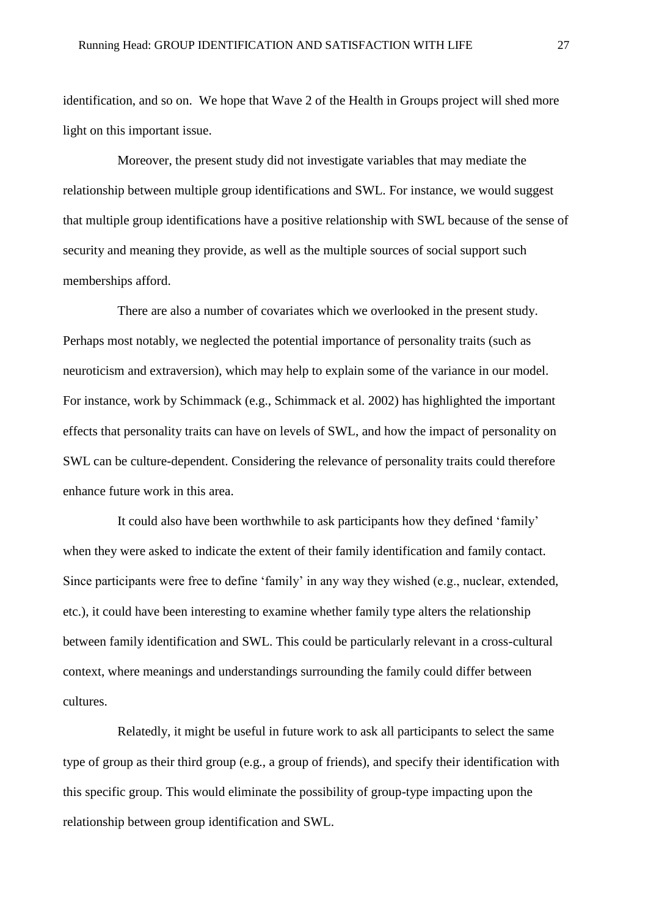identification, and so on. We hope that Wave 2 of the Health in Groups project will shed more light on this important issue.

Moreover, the present study did not investigate variables that may mediate the relationship between multiple group identifications and SWL. For instance, we would suggest that multiple group identifications have a positive relationship with SWL because of the sense of security and meaning they provide, as well as the multiple sources of social support such memberships afford.

There are also a number of covariates which we overlooked in the present study. Perhaps most notably, we neglected the potential importance of personality traits (such as neuroticism and extraversion), which may help to explain some of the variance in our model. For instance, work by Schimmack (e.g., Schimmack et al. 2002) has highlighted the important effects that personality traits can have on levels of SWL, and how the impact of personality on SWL can be culture-dependent. Considering the relevance of personality traits could therefore enhance future work in this area.

It could also have been worthwhile to ask participants how they defined 'family' when they were asked to indicate the extent of their family identification and family contact. Since participants were free to define 'family' in any way they wished (e.g., nuclear, extended, etc.), it could have been interesting to examine whether family type alters the relationship between family identification and SWL. This could be particularly relevant in a cross-cultural context, where meanings and understandings surrounding the family could differ between cultures.

Relatedly, it might be useful in future work to ask all participants to select the same type of group as their third group (e.g., a group of friends), and specify their identification with this specific group. This would eliminate the possibility of group-type impacting upon the relationship between group identification and SWL.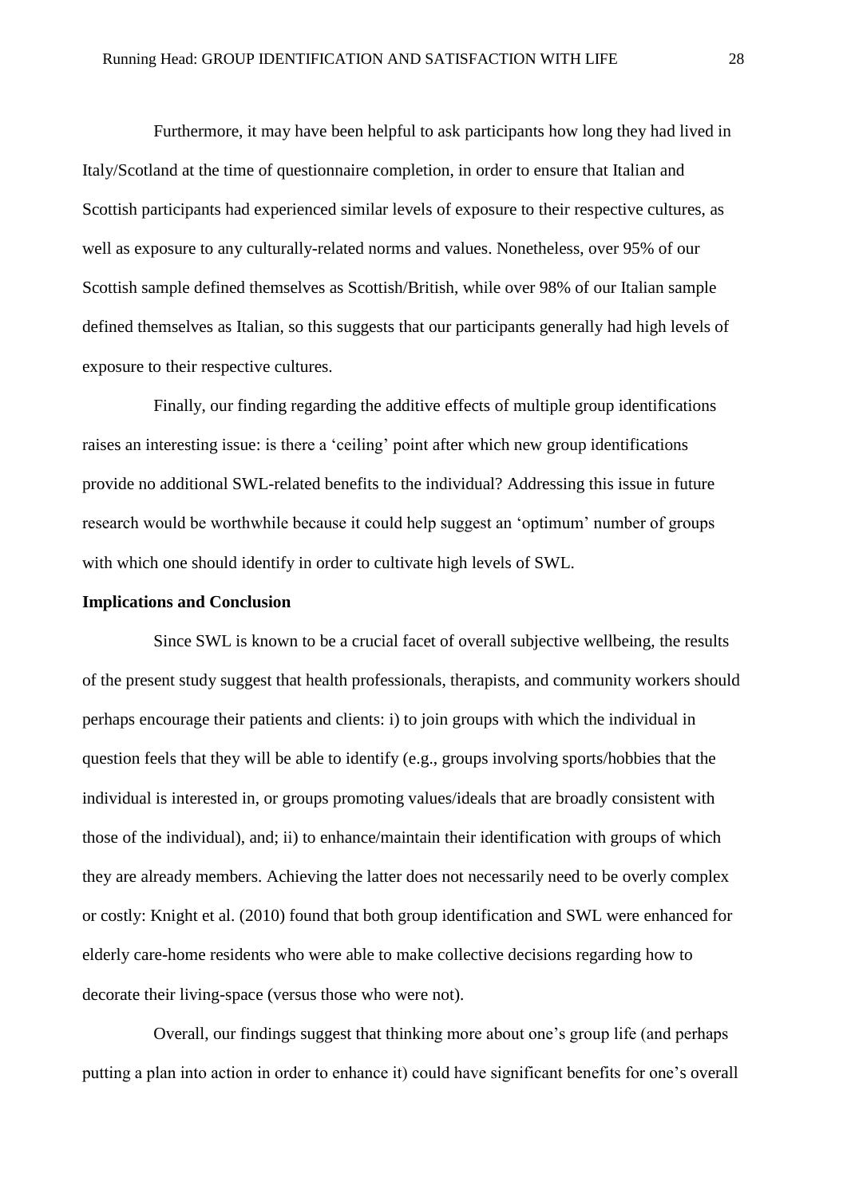Furthermore, it may have been helpful to ask participants how long they had lived in Italy/Scotland at the time of questionnaire completion, in order to ensure that Italian and Scottish participants had experienced similar levels of exposure to their respective cultures, as well as exposure to any culturally-related norms and values. Nonetheless, over 95% of our Scottish sample defined themselves as Scottish/British, while over 98% of our Italian sample defined themselves as Italian, so this suggests that our participants generally had high levels of exposure to their respective cultures.

Finally, our finding regarding the additive effects of multiple group identifications raises an interesting issue: is there a 'ceiling' point after which new group identifications provide no additional SWL-related benefits to the individual? Addressing this issue in future research would be worthwhile because it could help suggest an 'optimum' number of groups with which one should identify in order to cultivate high levels of SWL.

**Implications and Conclusion**

Since SWL is known to be a crucial facet of overall subjective wellbeing, the results of the present study suggest that health professionals, therapists, and community workers should perhaps encourage their patients and clients: i) to join groups with which the individual in question feels that they will be able to identify (e.g., groups involving sports/hobbies that the individual is interested in, or groups promoting values/ideals that are broadly consistent with those of the individual), and; ii) to enhance/maintain their identification with groups of which they are already members. Achieving the latter does not necessarily need to be overly complex or costly: Knight et al. (2010) found that both group identification and SWL were enhanced for elderly care-home residents who were able to make collective decisions regarding how to decorate their living-space (versus those who were not).

Overall, our findings suggest that thinking more about one's group life (and perhaps putting a plan into action in order to enhance it) could have significant benefits for one's overall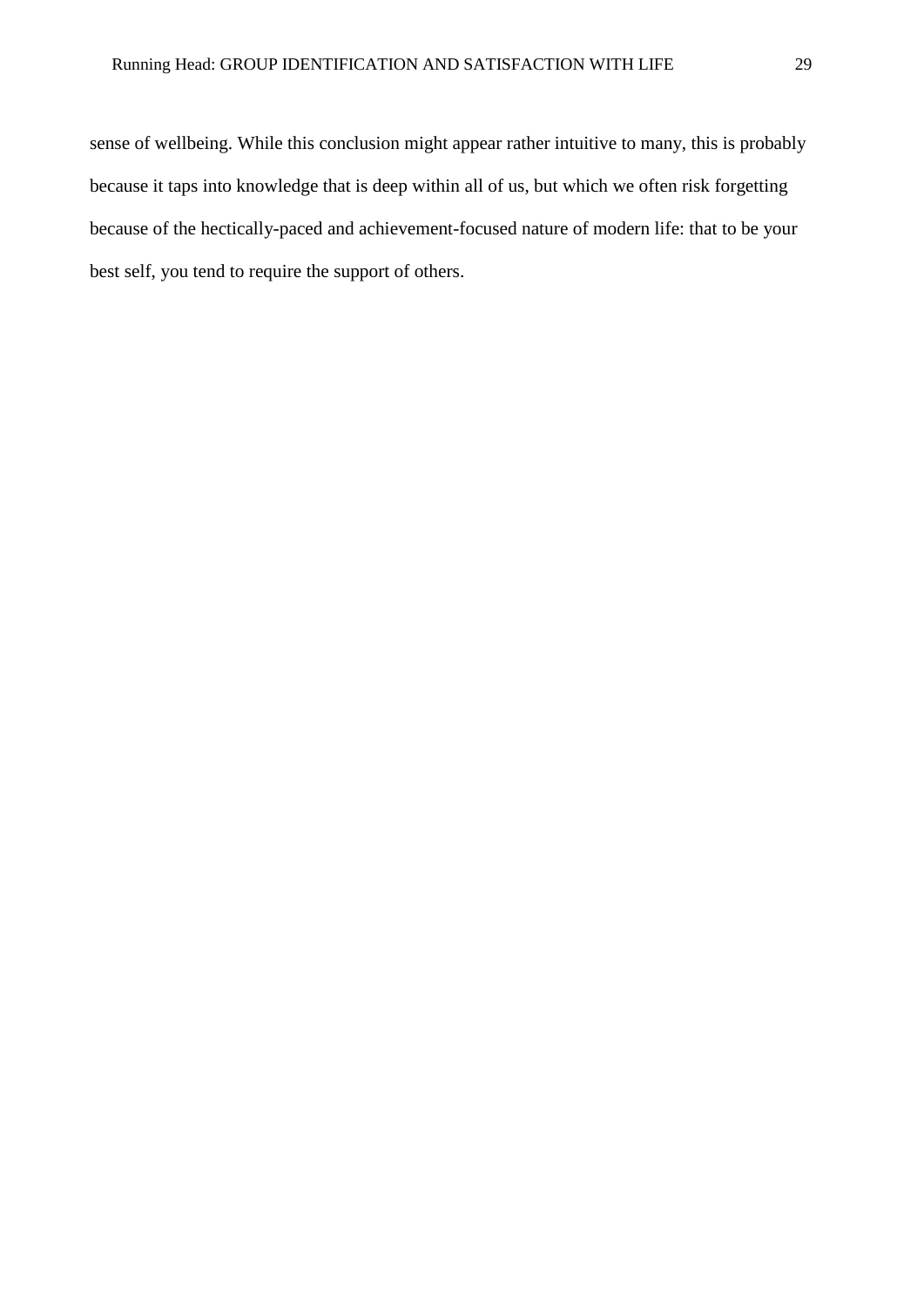sense of wellbeing. While this conclusion might appear rather intuitive to many, this is probably because it taps into knowledge that is deep within all of us, but which we often risk forgetting because of the hectically-paced and achievement-focused nature of modern life: that to be your best self, you tend to require the support of others.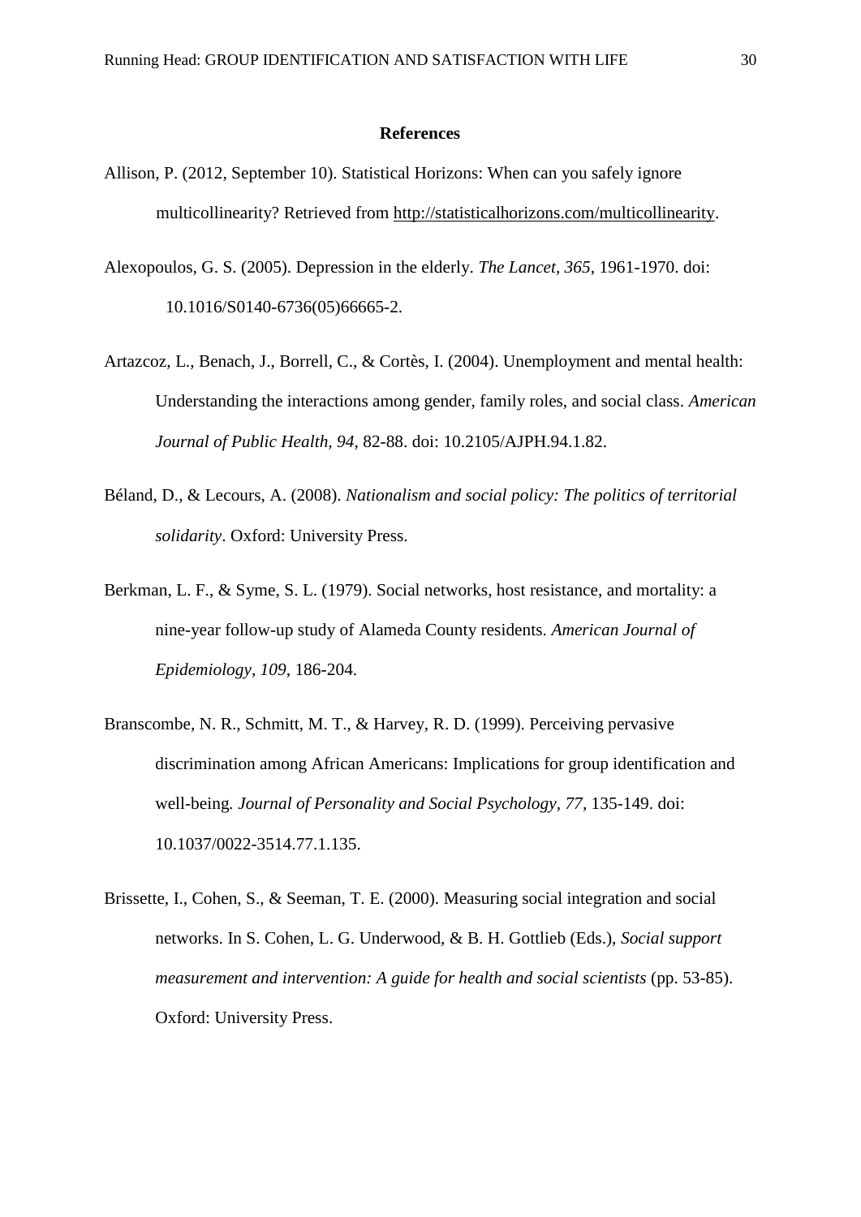**References**

Allison, P. (2012, September 10). Statistical Horizons: When can you safely ignore multicollinearity? Retrieved from http://statisticalhorizons.com/multicollinearity.

Alexopoulos, G. S. (2005). Depression in the elderly. *The Lancet*, *365*, 1961-1970. doi: 10.1016/S0140-6736(05)66665-2.

Artazcoz, L., Benach, J., Borrell, C., & Cortès, I. (2004). Unemployment and mental health: Understanding the interactions among gender, family roles, and social class. *American Journal of Public Health, 94,* 82-88. doi: 10.2105/AJPH.94.1.82.

Béland, D., & Lecours, A. (2008). *Nationalism and social policy: The politics of territorial solidarity*. Oxford: University Press.

Berkman, L. F., & Syme, S. L. (1979). Social networks, host resistance, and mortality: a nine-year follow-up study of Alameda County residents. *American Journal of Epidemiology*, *109*, 186-204.

Branscombe, N. R., Schmitt, M. T., & Harvey, R. D. (1999). Perceiving pervasive discrimination among African Americans: Implications for group identification and well-being. *Journal of Personality and Social Psychology*, *77*, 135-149. doi: 10.1037/0022-3514.77.1.135.

Brissette, I., Cohen, S., & Seeman, T. E. (2000). Measuring social integration and social networks. In S. Cohen, L. G. Underwood, & B. H. Gottlieb (Eds.), *Social support measurement and intervention: A guide for health and social scientists* (pp. 53-85). Oxford: University Press.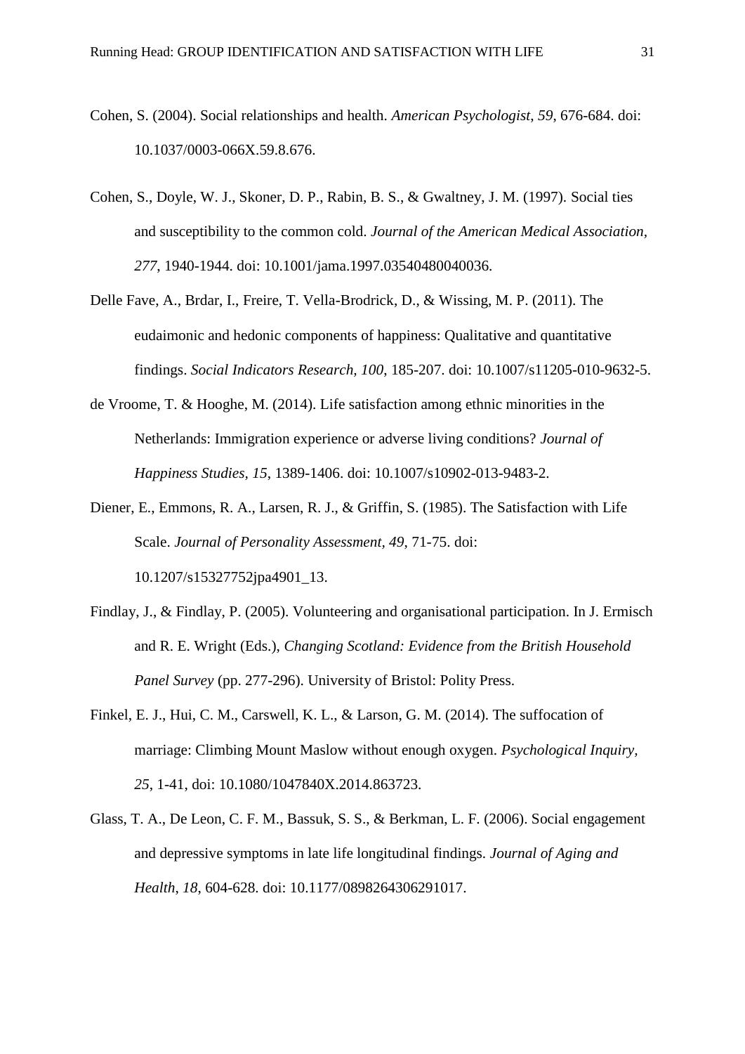Cohen, S. (2004). Social relationships and health. *American Psychologist*, *59*, 676-684. doi: 10.1037/0003-066X.59.8.676.

Cohen, S., Doyle, W. J., Skoner, D. P., Rabin, B. S., & Gwaltney, J. M. (1997). Social ties and susceptibility to the common cold. *Journal of the American Medical Association, 277*, 1940-1944. doi: 10.1001/jama.1997.03540480040036.

Delle Fave, A., Brdar, I., Freire, T. Vella-Brodrick, D., & Wissing, M. P. (2011). The eudaimonic and hedonic components of happiness: Qualitative and quantitative findings. *Social Indicators Research, 100*, 185-207. doi: 10.1007/s11205-010-9632-5.

de Vroome, T. & Hooghe, M. (2014). Life satisfaction among ethnic minorities in the Netherlands: Immigration experience or adverse living conditions? *Journal of Happiness Studies*, *15*, 1389-1406. doi: 10.1007/s10902-013-9483-2.

Diener, E., Emmons, R. A., Larsen, R. J., & Griffin, S. (1985). The Satisfaction with Life Scale. *Journal of Personality Assessment, 49*, 71-75. doi: 10.1207/s15327752jpa4901_13.

Findlay, J., & Findlay, P. (2005). Volunteering and organisational participation. In J. Ermisch and R. E. Wright (Eds.), *Changing Scotland: Evidence from the British Household Panel Survey* (pp. 277-296). University of Bristol: Polity Press.

Finkel, E. J., Hui, C. M., Carswell, K. L., & Larson, G. M. (2014). The suffocation of marriage: Climbing Mount Maslow without enough oxygen. *Psychological Inquiry, 25*, 1-41, doi: 10.1080/1047840X.2014.863723.

Glass, T. A., De Leon, C. F. M., Bassuk, S. S., & Berkman, L. F. (2006). Social engagement and depressive symptoms in late life longitudinal findings. *Journal of Aging and Health*, *18*, 604-628. doi: 10.1177/0898264306291017.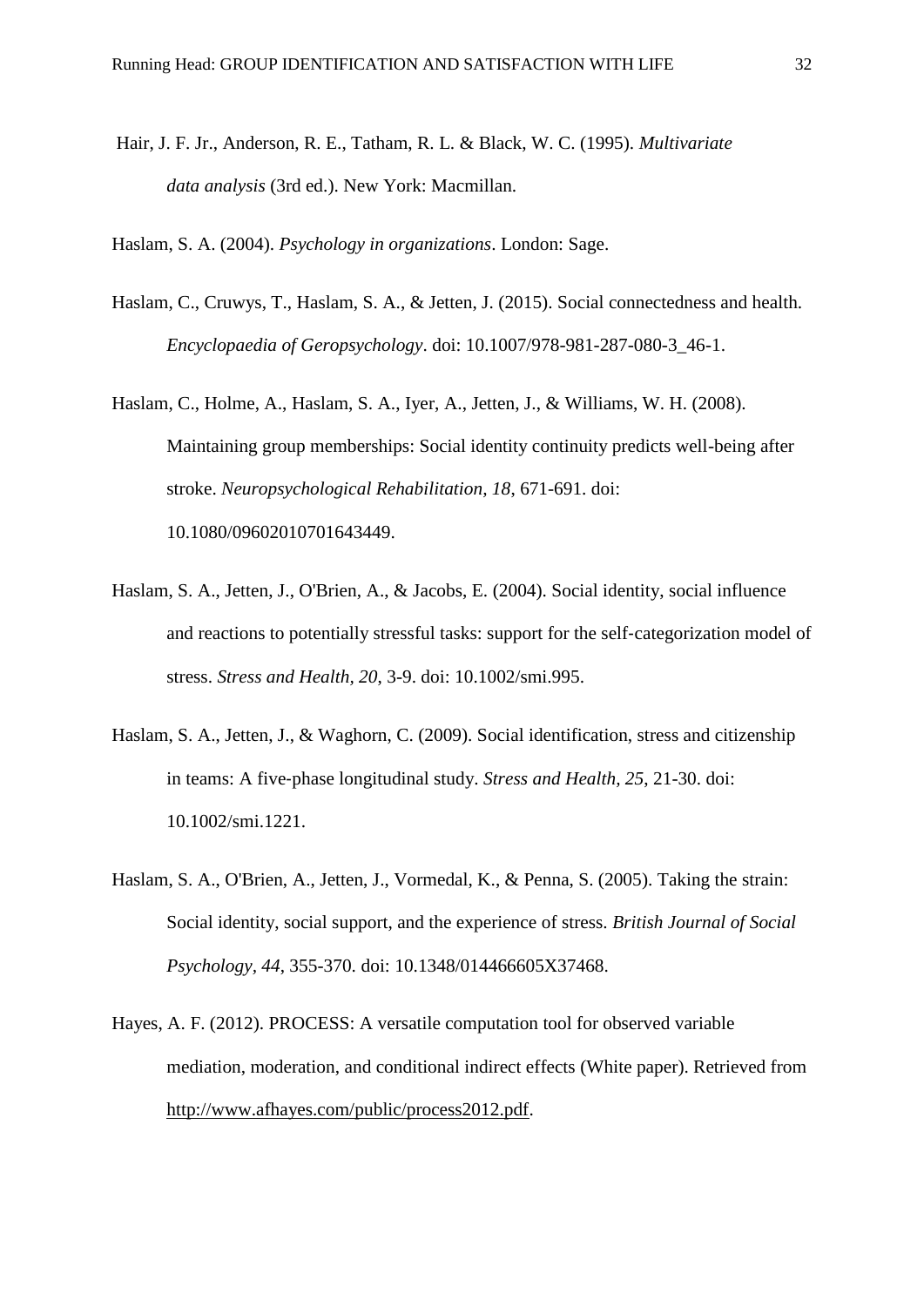Hair, J. F. Jr., Anderson, R. E., Tatham, R. L. & Black, W. C. (1995). *Multivariate data analysis* (3rd ed.). New York: Macmillan.

Haslam, S. A. (2004). *Psychology in organizations*. London: Sage.

Haslam, C., Cruwys, T., Haslam, S. A., & Jetten, J. (2015). Social connectedness and health. *Encyclopaedia of Geropsychology*. doi: 10.1007/978-981-287-080-3_46-1.

Haslam, C., Holme, A., Haslam, S. A., Iyer, A., Jetten, J., & Williams, W. H. (2008). Maintaining group memberships: Social identity continuity predicts well-being after stroke. *Neuropsychological Rehabilitation, 18*, 671-691. doi: 10.1080/09602010701643449.

Haslam, S. A., Jetten, J., O'Brien, A., & Jacobs, E. (2004). Social identity, social influence and reactions to potentially stressful tasks: support for the self-categorization model of stress. *Stress and Health, 20*, 3-9. doi: 10.1002/smi.995.

Haslam, S. A., Jetten, J., & Waghorn, C. (2009). Social identification, stress and citizenship in teams: A five-phase longitudinal study. *Stress and Health, 25*, 21-30. doi: 10.1002/smi.1221.

Haslam, S. A., O'Brien, A., Jetten, J., Vormedal, K., & Penna, S. (2005). Taking the strain: Social identity, social support, and the experience of stress. *British Journal of Social Psychology, 44*, 355-370. doi: 10.1348/014466605X37468.

Hayes, A. F. (2012). PROCESS: A versatile computation tool for observed variable mediation, moderation, and conditional indirect effects (White paper). Retrieved from http://www.afhayes.com/public/process2012.pdf.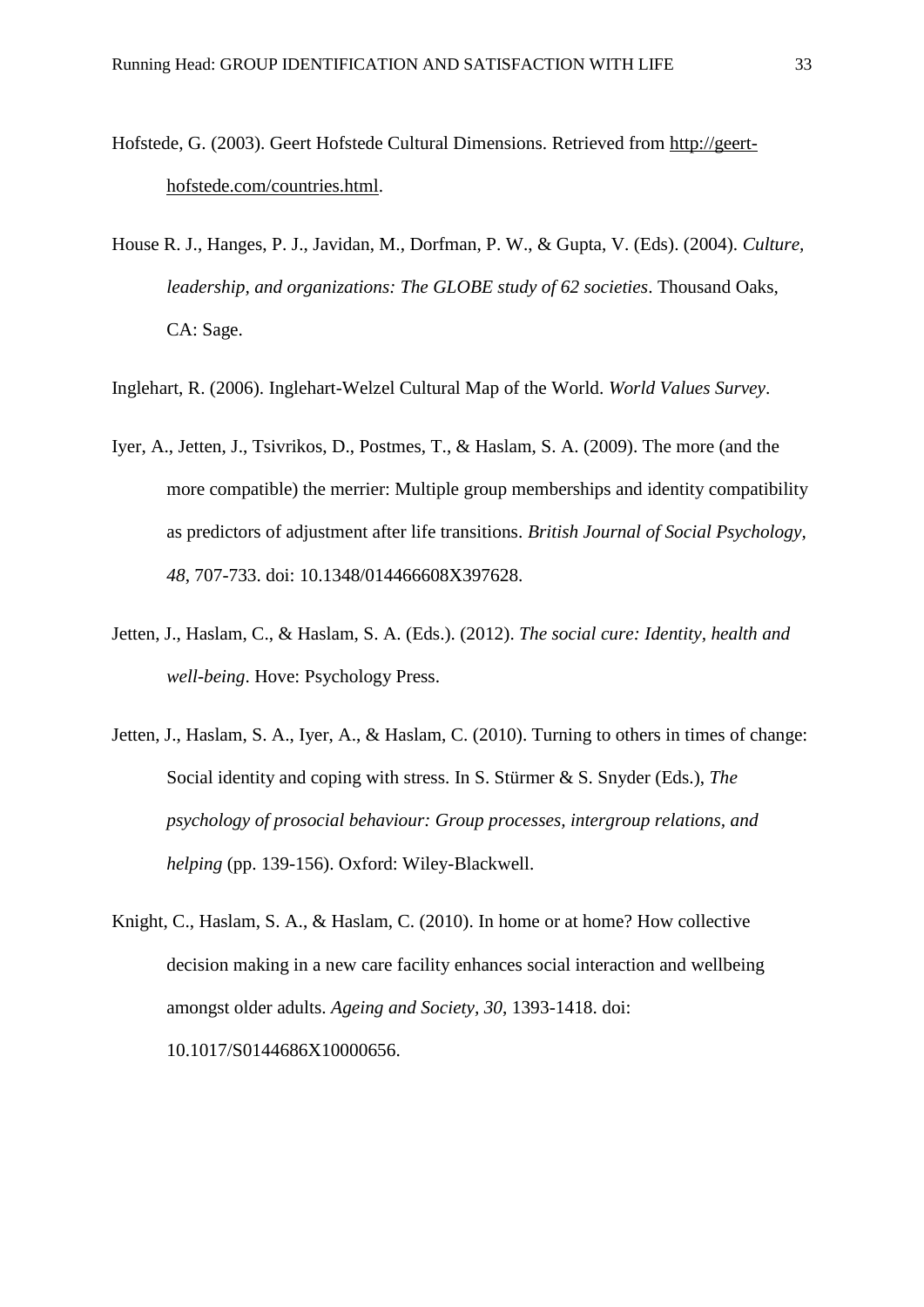Hofstede, G. (2003). Geert Hofstede Cultural Dimensions. Retrieved from http://geert-hofstede.com/countries.html.

House R. J., Hanges, P. J., Javidan, M., Dorfman, P. W., & Gupta, V. (Eds). (2004). *Culture, leadership, and organizations: The GLOBE study of 62 societies*. Thousand Oaks, CA: Sage.

Inglehart, R. (2006). Inglehart-Welzel Cultural Map of the World. *World Values Survey*.

Iyer, A., Jetten, J., Tsivrikos, D., Postmes, T., & Haslam, S. A. (2009). The more (and the more compatible) the merrier: Multiple group memberships and identity compatibility as predictors of adjustment after life transitions. *British Journal of Social Psychology, 48*, 707-733. doi: 10.1348/014466608X397628.

Jetten, J., Haslam, C., & Haslam, S. A. (Eds.). (2012). *The social cure: Identity, health and well-being*. Hove: Psychology Press.

Jetten, J., Haslam, S. A., Iyer, A., & Haslam, C. (2010). Turning to others in times of change: Social identity and coping with stress. In S. Stürmer & S. Snyder (Eds.), *The psychology of prosocial behaviour: Group processes, intergroup relations, and helping* (pp. 139-156). Oxford: Wiley-Blackwell.

Knight, C., Haslam, S. A., & Haslam, C. (2010). In home or at home? How collective decision making in a new care facility enhances social interaction and wellbeing amongst older adults. *Ageing and Society, 30*, 1393-1418. doi: 10.1017/S0144686X10000656.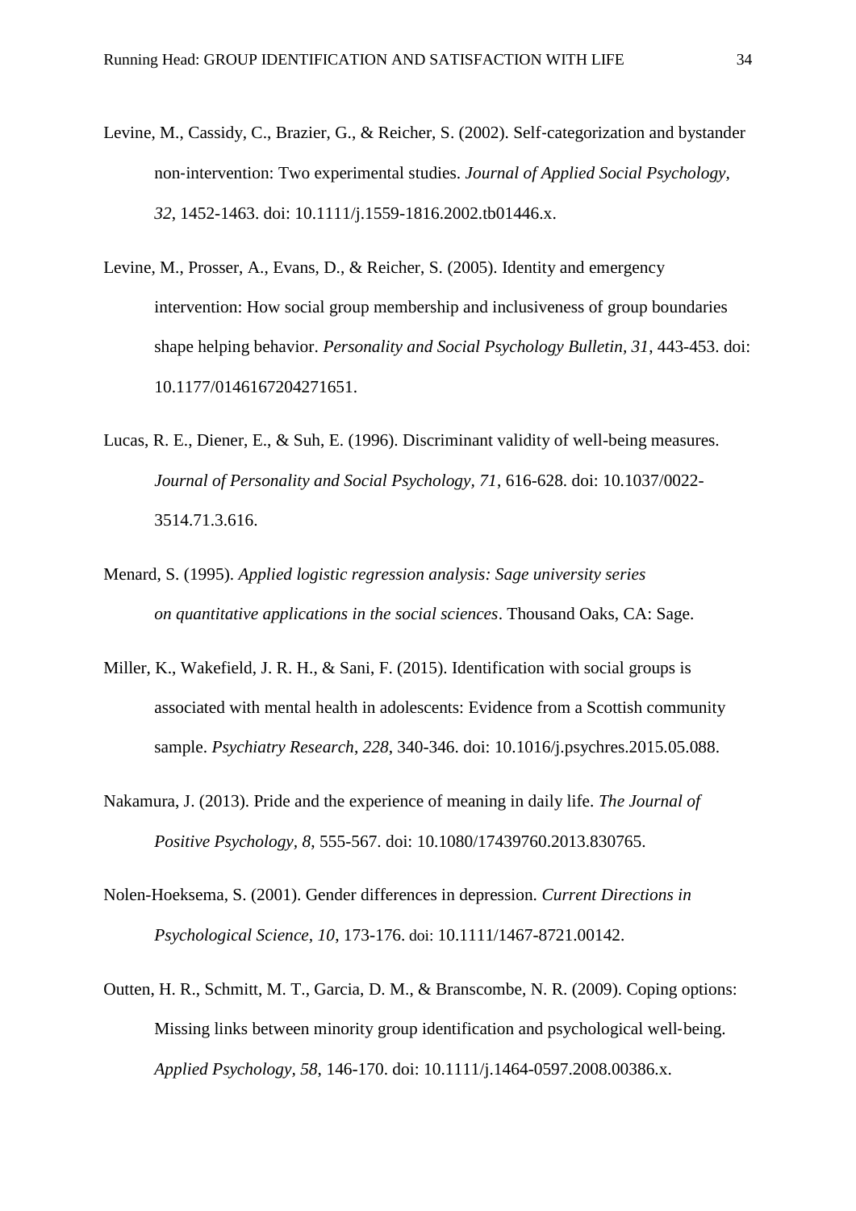Levine, M., Cassidy, C., Brazier, G., & Reicher, S. (2002). Self-categorization and bystander non-intervention: Two experimental studies. *Journal of Applied Social Psychology, 32*, 1452-1463. doi: 10.1111/j.1559-1816.2002.tb01446.x.

Levine, M., Prosser, A., Evans, D., & Reicher, S. (2005). Identity and emergency intervention: How social group membership and inclusiveness of group boundaries shape helping behavior. *Personality and Social Psychology Bulletin, 31*, 443-453. doi: 10.1177/0146167204271651.

Lucas, R. E., Diener, E., & Suh, E. (1996). Discriminant validity of well-being measures. *Journal of Personality and Social Psychology, 71*, 616-628. doi: 10.1037/0022-3514.71.3.616.

Menard, S. (1995). *Applied logistic regression analysis: Sage university series on quantitative applications in the social sciences*. Thousand Oaks, CA: Sage.

Miller, K., Wakefield, J. R. H., & Sani, F. (2015). Identification with social groups is associated with mental health in adolescents: Evidence from a Scottish community sample. *Psychiatry Research, 228*, 340-346. doi: 10.1016/j.psychres.2015.05.088.

Nakamura, J. (2013). Pride and the experience of meaning in daily life. *The Journal of Positive Psychology, 8*, 555-567. doi: 10.1080/17439760.2013.830765.

Nolen-Hoeksema, S. (2001). Gender differences in depression. *Current Directions in Psychological Science, 10*, 173-176. doi: 10.1111/1467-8721.00142.

Outten, H. R., Schmitt, M. T., Garcia, D. M., & Branscombe, N. R. (2009). Coping options: Missing links between minority group identification and psychological well-being. *Applied Psychology, 58*, 146-170. doi: 10.1111/j.1464-0597.2008.00386.x.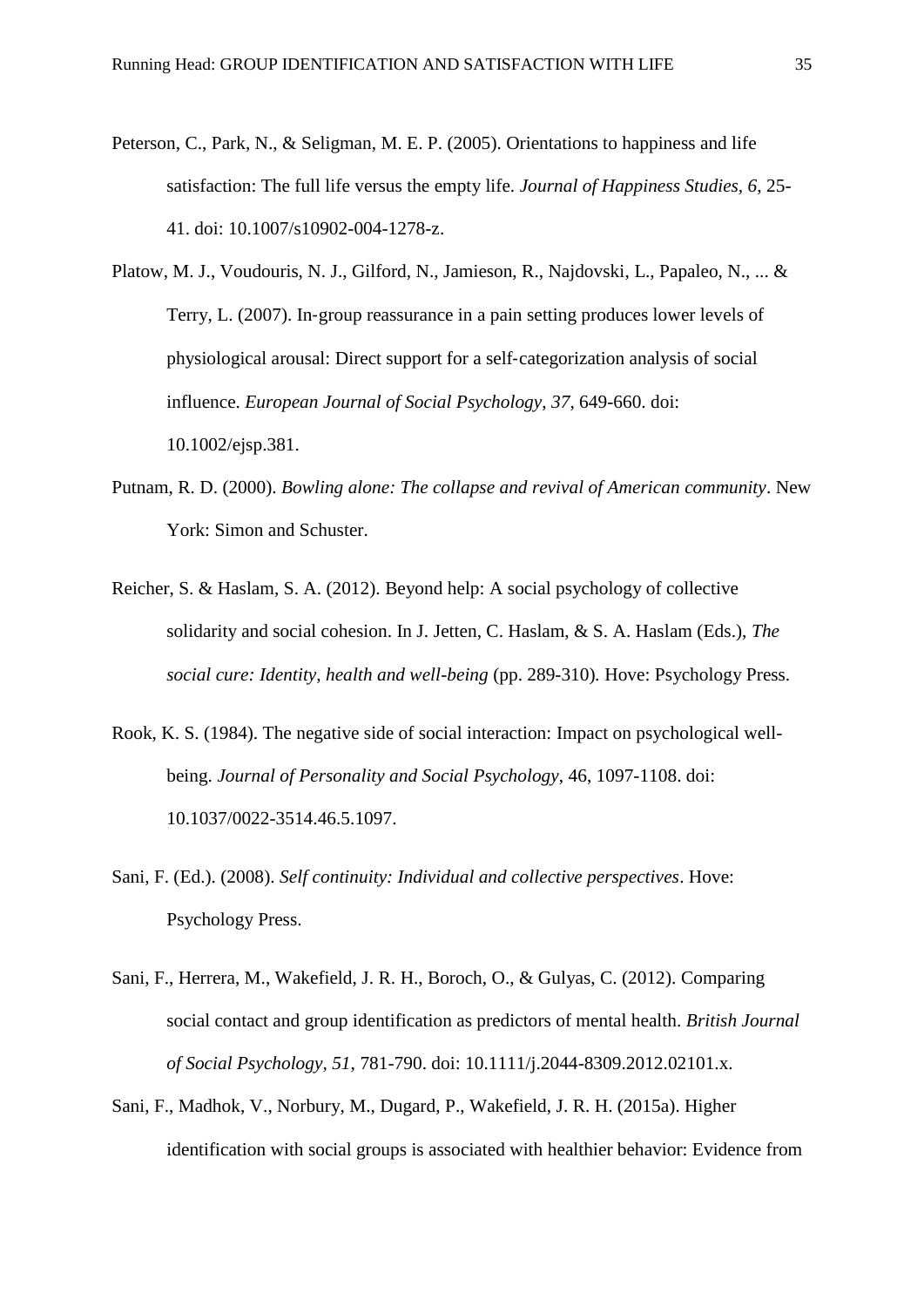Peterson, C., Park, N., & Seligman, M. E. P. (2005). Orientations to happiness and life satisfaction: The full life versus the empty life. *Journal of Happiness Studies*, *6*, 25-41. doi: 10.1007/s10902-004-1278-z.

Platow, M. J., Voudouris, N. J., Gilford, N., Jamieson, R., Najdovski, L., Papaleo, N., ... & Terry, L. (2007). In‐group reassurance in a pain setting produces lower levels of physiological arousal: Direct support for a self‐categorization analysis of social influence. *European Journal of Social Psychology*, *37*, 649-660. doi: 10.1002/ejsp.381.

Putnam, R. D. (2000). *Bowling alone: The collapse and revival of American community*. New York: Simon and Schuster.

Reicher, S. & Haslam, S. A. (2012). Beyond help: A social psychology of collective solidarity and social cohesion. In J. Jetten, C. Haslam, & S. A. Haslam (Eds.), *The social cure: Identity, health and well-being* (pp. 289-310). Hove: Psychology Press.

Rook, K. S. (1984). The negative side of social interaction: Impact on psychological well-being. *Journal of Personality and Social Psychology*, 46, 1097-1108. doi: 10.1037/0022-3514.46.5.1097.

Sani, F. (Ed.). (2008). *Self continuity: Individual and collective perspectives*. Hove: Psychology Press.

Sani, F., Herrera, M., Wakefield, J. R. H., Boroch, O., & Gulyas, C. (2012). Comparing social contact and group identification as predictors of mental health. *British Journal of Social Psychology*, *51*, 781-790. doi: 10.1111/j.2044-8309.2012.02101.x.

Sani, F., Madhok, V., Norbury, M., Dugard, P., Wakefield, J. R. H. (2015a). Higher identification with social groups is associated with healthier behavior: Evidence from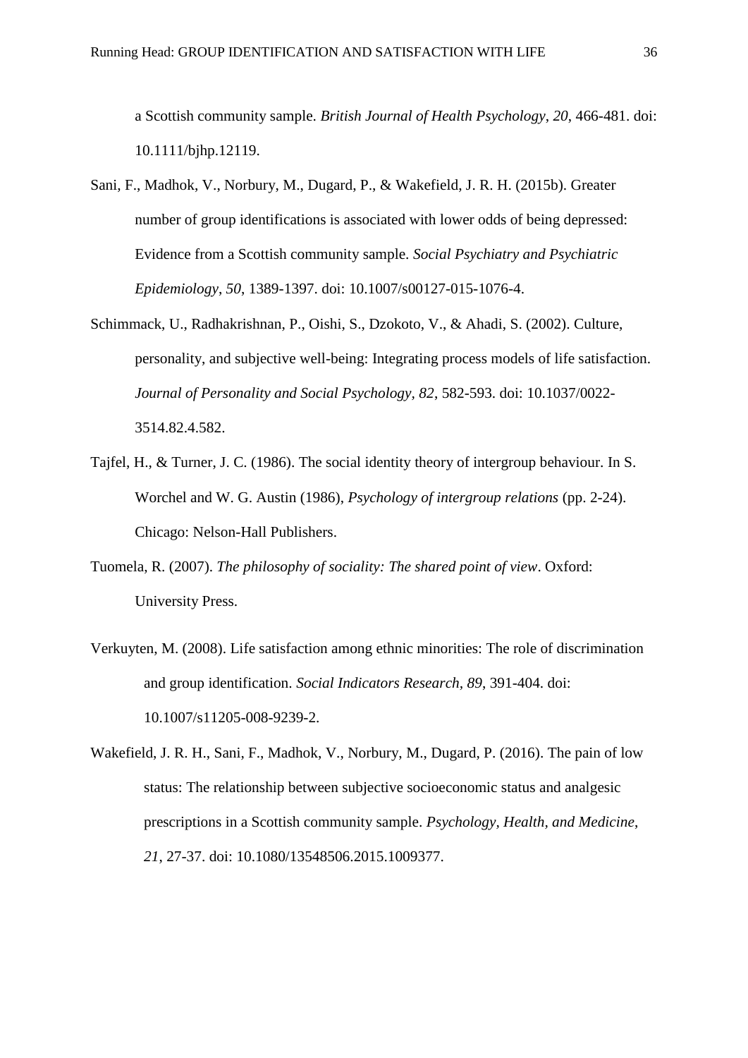a Scottish community sample. *British Journal of Health Psychology*, *20*, 466-481. doi: 10.1111/bjhp.12119.

Sani, F., Madhok, V., Norbury, M., Dugard, P., & Wakefield, J. R. H. (2015b). Greater number of group identifications is associated with lower odds of being depressed: Evidence from a Scottish community sample. *Social Psychiatry and Psychiatric Epidemiology*, *50*, 1389-1397. doi: 10.1007/s00127-015-1076-4.

Schimmack, U., Radhakrishnan, P., Oishi, S., Dzokoto, V., & Ahadi, S. (2002). Culture, personality, and subjective well-being: Integrating process models of life satisfaction. *Journal of Personality and Social Psychology, 82*, 582-593. doi: 10.1037/0022-3514.82.4.582.

Tajfel, H., & Turner, J. C. (1986). The social identity theory of intergroup behaviour. In S. Worchel and W. G. Austin (1986), *Psychology of intergroup relations* (pp. 2-24). Chicago: Nelson-Hall Publishers.

Tuomela, R. (2007). *The philosophy of sociality: The shared point of view*. Oxford: University Press.

Verkuyten, M. (2008). Life satisfaction among ethnic minorities: The role of discrimination and group identification. *Social Indicators Research*, *89*, 391-404. doi: 10.1007/s11205-008-9239-2.

Wakefield, J. R. H., Sani, F., Madhok, V., Norbury, M., Dugard, P. (2016). The pain of low status: The relationship between subjective socioeconomic status and analgesic prescriptions in a Scottish community sample. *Psychology, Health, and Medicine*, *21*, 27-37. doi: 10.1080/13548506.2015.1009377.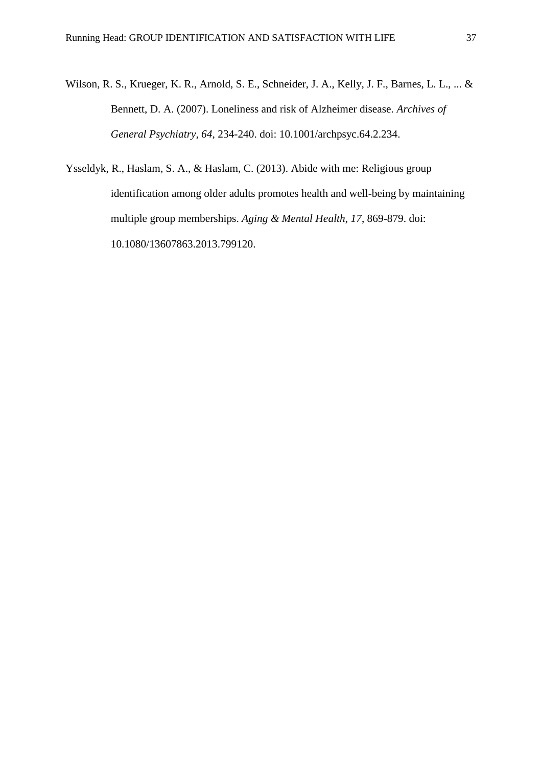Wilson, R. S., Krueger, K. R., Arnold, S. E., Schneider, J. A., Kelly, J. F., Barnes, L. L., ... & Bennett, D. A. (2007). Loneliness and risk of Alzheimer disease. *Archives of General Psychiatry, 64*, 234-240. doi: 10.1001/archpsyc.64.2.234.

Ysseldyk, R., Haslam, S. A., & Haslam, C. (2013). Abide with me: Religious group identification among older adults promotes health and well-being by maintaining multiple group memberships. *Aging & Mental Health, 17*, 869-879. doi: 10.1080/13607863.2013.799120.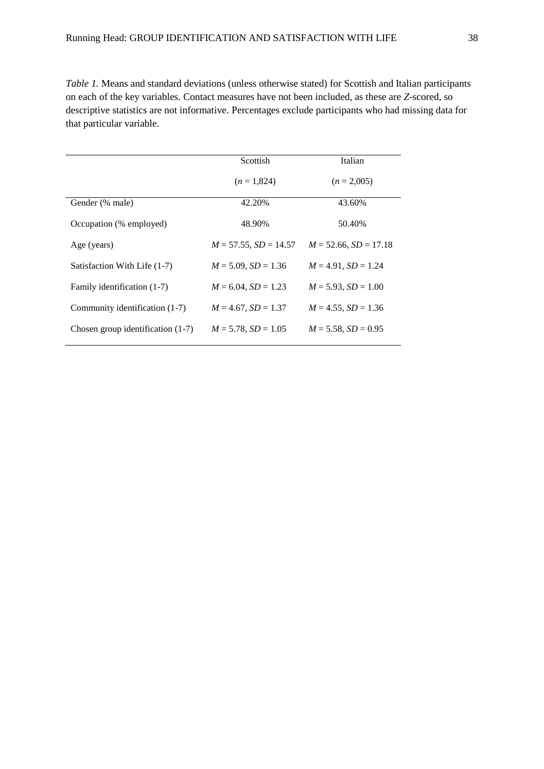*Table 1.* Means and standard deviations (unless otherwise stated) for Scottish and Italian participants on each of the key variables. Contact measures have not been included, as these are *Z*-scored, so descriptive statistics are not informative. Percentages exclude participants who had missing data for that particular variable.

| | Scottish ($n$ = 1,824) | Italian ($n$ = 2,005) |
|---|---|---|
| Gender (% male) | 42.20% | 43.60% |
| Occupation (% employed) | 48.90% | 50.40% |
| Age (years) | $M$ = 57.55, $SD$ = 14.57 | $M$ = 52.66, $SD$ = 17.18 |
| Satisfaction With Life (1-7) | $M$ = 5.09, $SD$ = 1.36 | $M$ = 4.91, $SD$ = 1.24 |
| Family identification (1-7) | $M$ = 6.04, $SD$ = 1.23 | $M$ = 5.93, $SD$ = 1.00 |
| Community identification (1-7) | $M$ = 4.67, $SD$ = 1.37 | $M$ = 4.55, $SD$ = 1.36 |
| Chosen group identification (1-7) | $M$ = 5.78, $SD$ = 1.05 | $M$ = 5.58, $SD$ = 0.95 |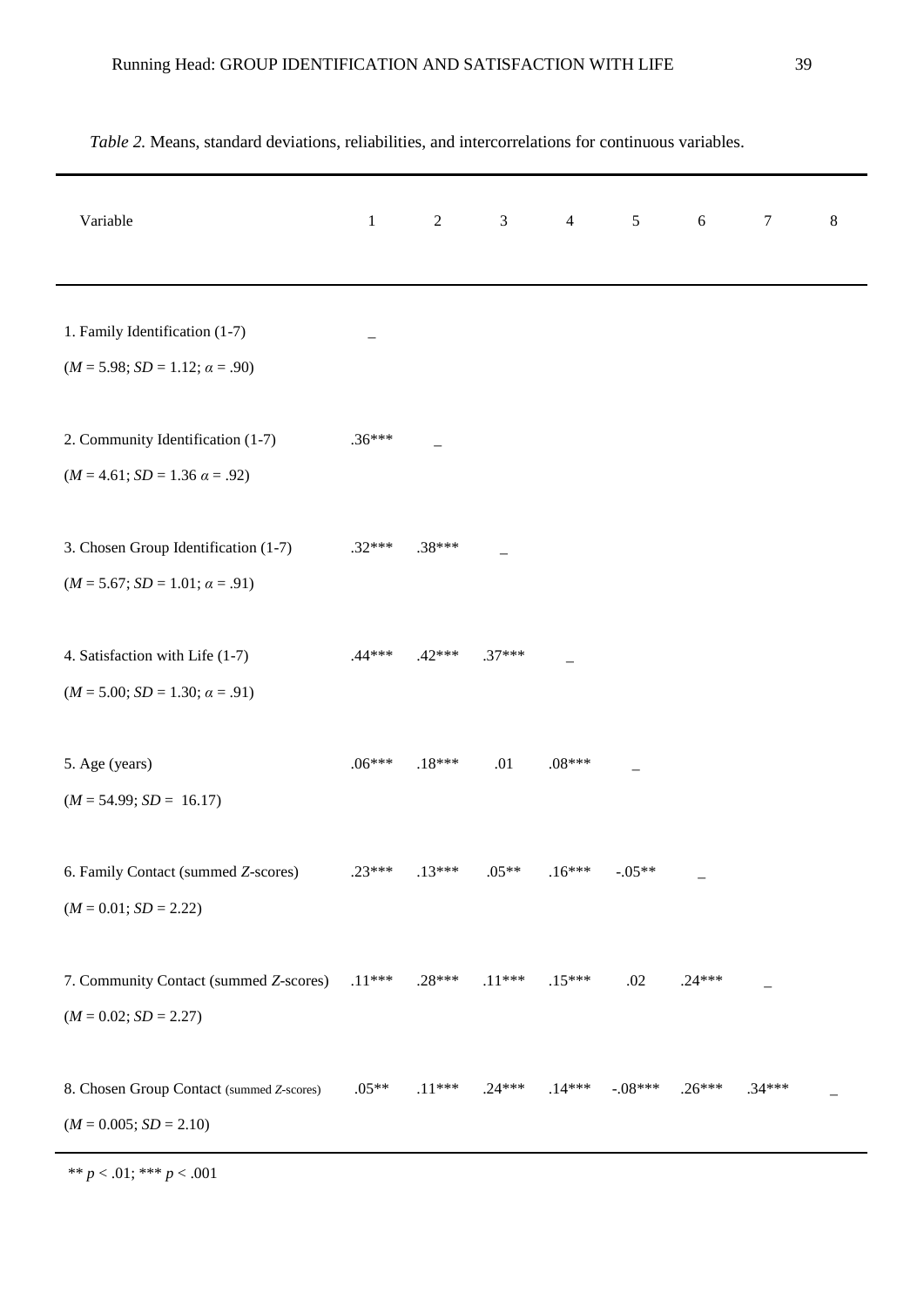*Table 2.* Means, standard deviations, reliabilities, and intercorrelations for continuous variables.

| Variable | 1 | 2 | 3 | 4 | 5 | 6 | 7 | 8 |
|---|---|---|---|---|---|---|---|---|
| 1. Family Identification (1-7) ($M$ = 5.98; $SD$ = 1.12; $\alpha$ = .90) | _ | | | | | | | |
| 2. Community Identification (1-7) ($M$ = 4.61; $SD$ = 1.36 $\alpha$ = .92) | .36*** | _ | | | | | | |
| 3. Chosen Group Identification (1-7) ($M$ = 5.67; $SD$ = 1.01; $\alpha$ = .91) | .32*** | .38*** | _ | | | | | |
| 4. Satisfaction with Life (1-7) ($M$ = 5.00; $SD$ = 1.30; $\alpha$ = .91) | .44*** | .42*** | .37*** | _ | | | | |
| 5. Age (years) ($M$ = 54.99; $SD$ = 16.17) | .06*** | .18*** | .01 | .08*** | _ | | | |
| 6. Family Contact (summed $Z$-scores) ($M$ = 0.01; $SD$ = 2.22) | .23*** | .13*** | .05** | .16*** | -.05** | _ | | |
| 7. Community Contact (summed $Z$-scores) ($M$ = 0.02; $SD$ = 2.27) | .11*** | .28*** | .11*** | .15*** | .02 | .24*** | _ | |
| 8. Chosen Group Contact (summed $Z$-scores) ($M$ = 0.005; $SD$ = 2.10) | .05** | .11*** | .24*** | .14*** | -.08*** | .26*** | .34*** | _ |

** $p < .01$; *** $p < .001$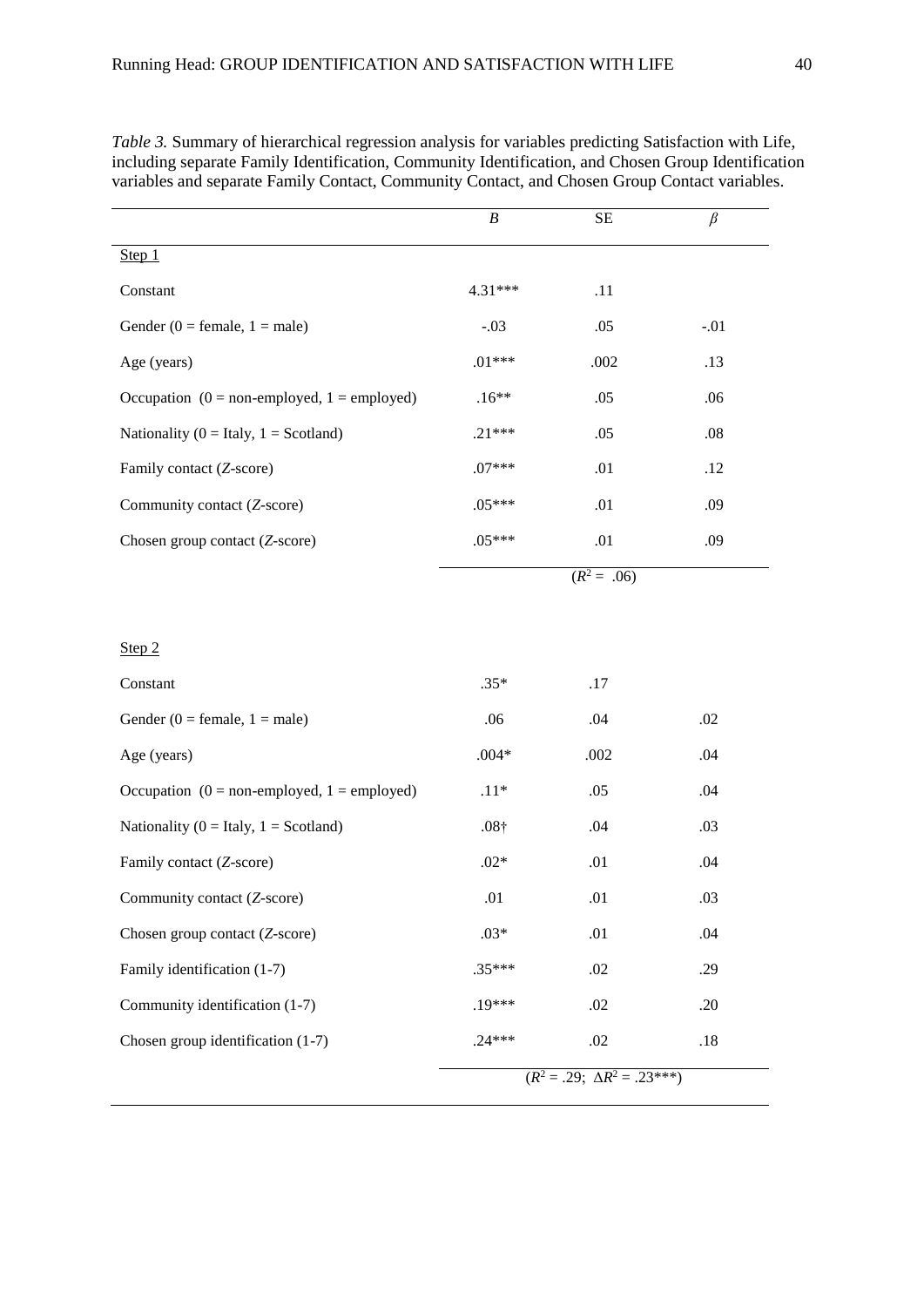*Table 3.* Summary of hierarchical regression analysis for variables predicting Satisfaction with Life, including separate Family Identification, Community Identification, and Chosen Group Identification variables and separate Family Contact, Community Contact, and Chosen Group Contact variables.

| | $B$ | SE | $\beta$ |
|---|---|---|---|
| Step 1 | | | |
| Constant | 4.31*** | .11 | |
| Gender (0 = female, 1 = male) | -.03 | .05 | -.01 |
| Age (years) | .01*** | .002 | .13 |
| Occupation (0 = non-employed, 1 = employed) | .16** | .05 | .06 |
| Nationality (0 = Italy, 1 = Scotland) | .21*** | .05 | .08 |
| Family contact (*Z*-score) | .07*** | .01 | .12 |
| Community contact (*Z*-score) | .05*** | .01 | .09 |
| Chosen group contact (*Z*-score) | .05*** | .01 | .09 |
| | | ($R^2$ = .06) | |
| Step 2 | | | |
| Constant | .35* | .17 | |
| Gender (0 = female, 1 = male) | .06 | .04 | .02 |
| Age (years) | .004* | .002 | .04 |
| Occupation (0 = non-employed, 1 = employed) | .11* | .05 | .04 |
| Nationality (0 = Italy, 1 = Scotland) | .08† | .04 | .03 |
| Family contact (*Z*-score) | .02* | .01 | .04 |
| Community contact (*Z*-score) | .01 | .01 | .03 |
| Chosen group contact (*Z*-score) | .03* | .01 | .04 |
| Family identification (1-7) | .35*** | .02 | .29 |
| Community identification (1-7) | .19*** | .02 | .20 |
| Chosen group identification (1-7) | .24*** | .02 | .18 |
| | | ($R^2$ = .29; $\Delta R^2$ = .23***) | |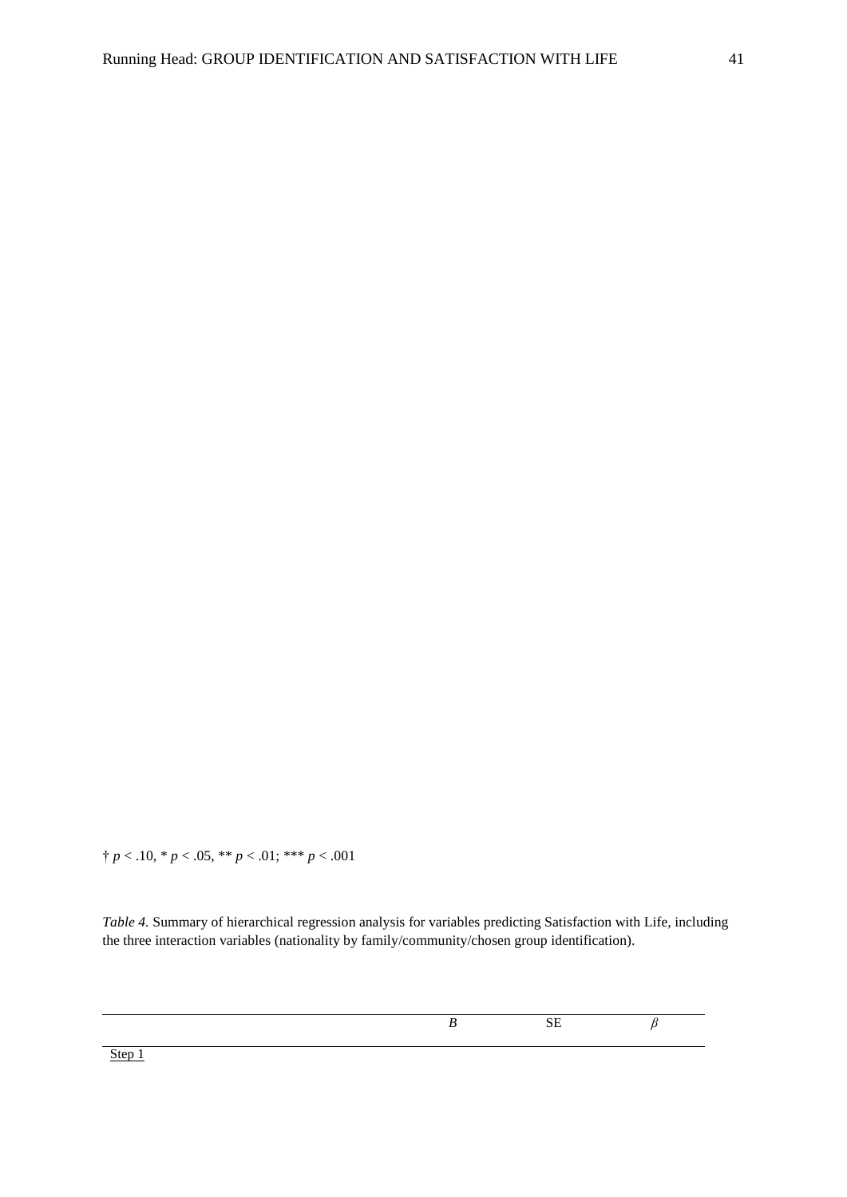† $p < .10$, * $p < .05$, ** $p < .01$; *** $p < .001$

*Table 4.* Summary of hierarchical regression analysis for variables predicting Satisfaction with Life, including the three interaction variables (nationality by family/community/chosen group identification).

| | *B* | SE | *β* |
|---|---|---|---|
| Step 1 | | | |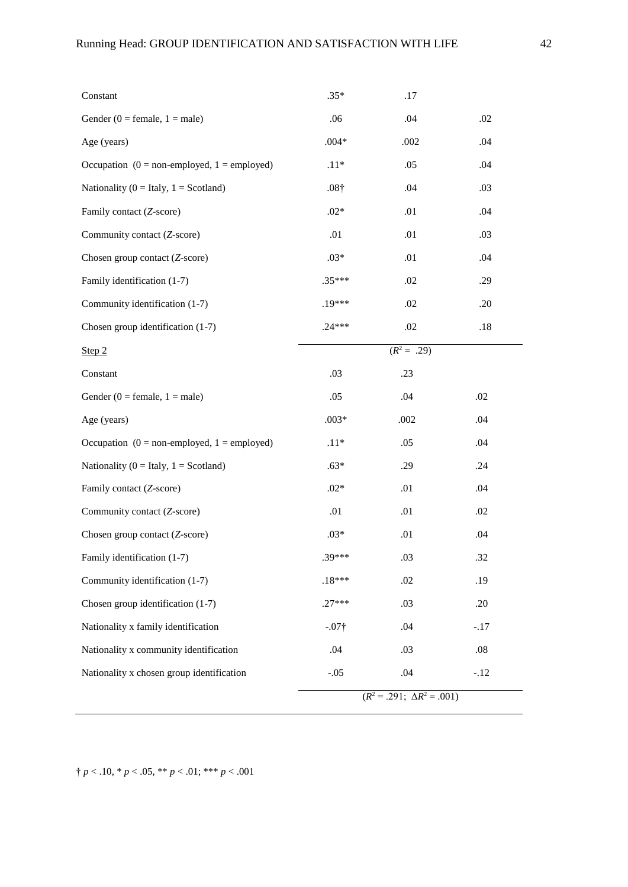| | | | |
|---|---|---|---|
| Constant | .35* | .17 | |
| Gender (0 = female, 1 = male) | .06 | .04 | .02 |
| Age (years) | .004* | .002 | .04 |
| Occupation (0 = non-employed, 1 = employed) | .11* | .05 | .04 |
| Nationality (0 = Italy, 1 = Scotland) | .08† | .04 | .03 |
| Family contact (*Z*-score) | .02* | .01 | .04 |
| Community contact (*Z*-score) | .01 | .01 | .03 |
| Chosen group contact (*Z*-score) | .03* | .01 | .04 |
| Family identification (1-7) | .35*** | .02 | .29 |
| Community identification (1-7) | .19*** | .02 | .20 |
| Chosen group identification (1-7) | .24*** | .02 | .18 |
| | | ($R^2$ = .29) | |
| Step 2 | | | |
| Constant | .03 | .23 | |
| Gender (0 = female, 1 = male) | .05 | .04 | .02 |
| Age (years) | .003* | .002 | .04 |
| Occupation (0 = non-employed, 1 = employed) | .11* | .05 | .04 |
| Nationality (0 = Italy, 1 = Scotland) | .63* | .29 | .24 |
| Family contact (*Z*-score) | .02* | .01 | .04 |
| Community contact (*Z*-score) | .01 | .01 | .02 |
| Chosen group contact (*Z*-score) | .03* | .01 | .04 |
| Family identification (1-7) | .39*** | .03 | .32 |
| Community identification (1-7) | .18*** | .02 | .19 |
| Chosen group identification (1-7) | .27*** | .03 | .20 |
| Nationality x family identification | -.07† | .04 | -.17 |
| Nationality x community identification | .04 | .03 | .08 |
| Nationality x chosen group identification | -.05 | .04 | -.12 |
| | | ($R^2$ = .291; $\Delta R^2$ = .001) | |

† $p < .10$, * $p < .05$, ** $p < .01$; *** $p < .001$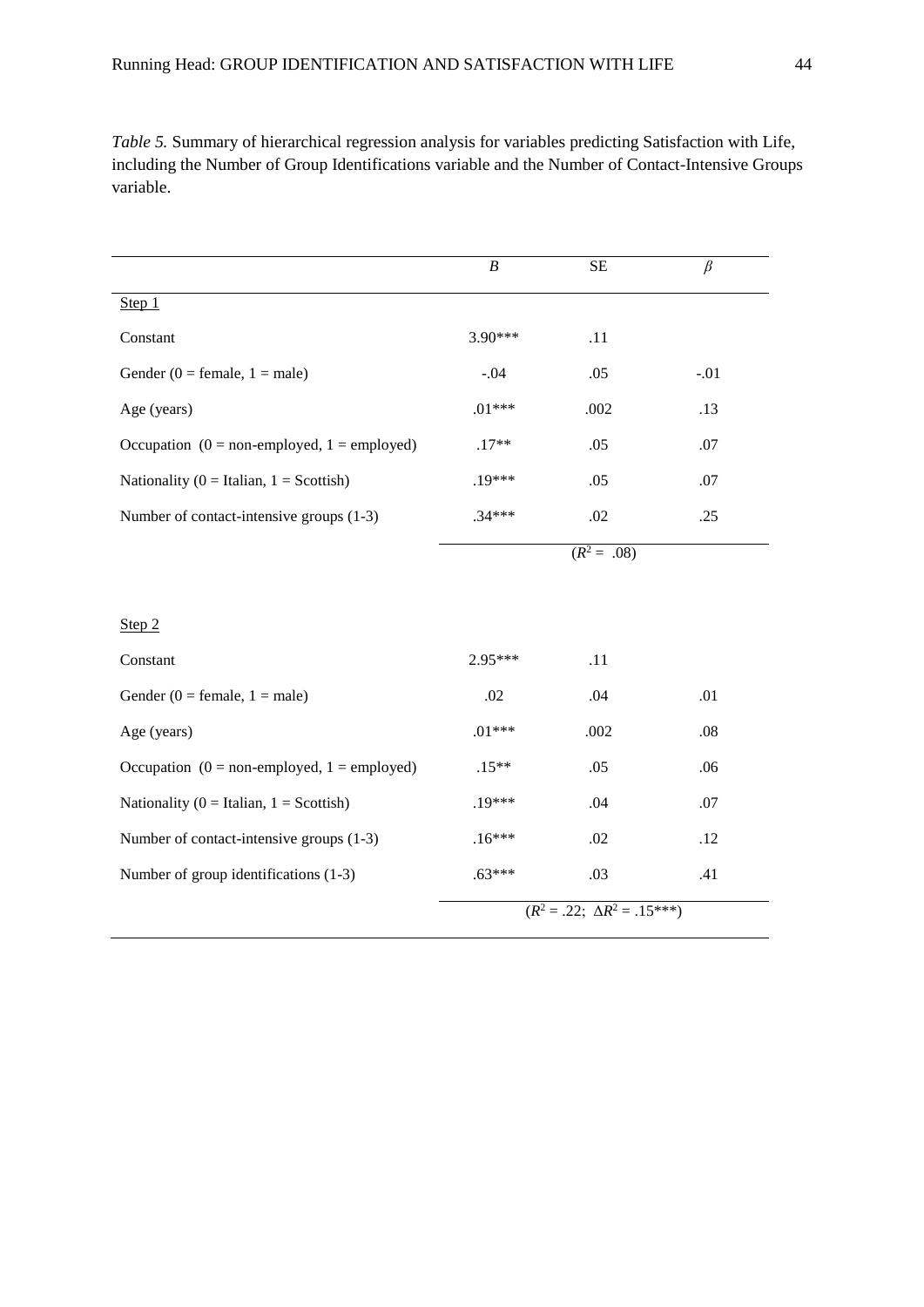*Table 5.* Summary of hierarchical regression analysis for variables predicting Satisfaction with Life, including the Number of Group Identifications variable and the Number of Contact-Intensive Groups variable.

| | *B* | SE | $\beta$ |
|---|---|---|---|
| Step 1 | | | |
| Constant | 3.90*** | .11 | |
| Gender (0 = female, 1 = male) | -.04 | .05 | -.01 |
| Age (years) | .01*** | .002 | .13 |
| Occupation (0 = non-employed, 1 = employed) | .17** | .05 | .07 |
| Nationality (0 = Italian, 1 = Scottish) | .19*** | .05 | .07 |
| Number of contact-intensive groups (1-3) | .34*** | .02 | .25 |
| | | ($R^2$ = .08) | |
| Step 2 | | | |
| Constant | 2.95*** | .11 | |
| Gender (0 = female, 1 = male) | .02 | .04 | .01 |
| Age (years) | .01*** | .002 | .08 |
| Occupation (0 = non-employed, 1 = employed) | .15** | .05 | .06 |
| Nationality (0 = Italian, 1 = Scottish) | .19*** | .04 | .07 |
| Number of contact-intensive groups (1-3) | .16*** | .02 | .12 |
| Number of group identifications (1-3) | .63*** | .03 | .41 |
| | | ($R^2$ = .22; $\Delta R^2$ = .15***) | |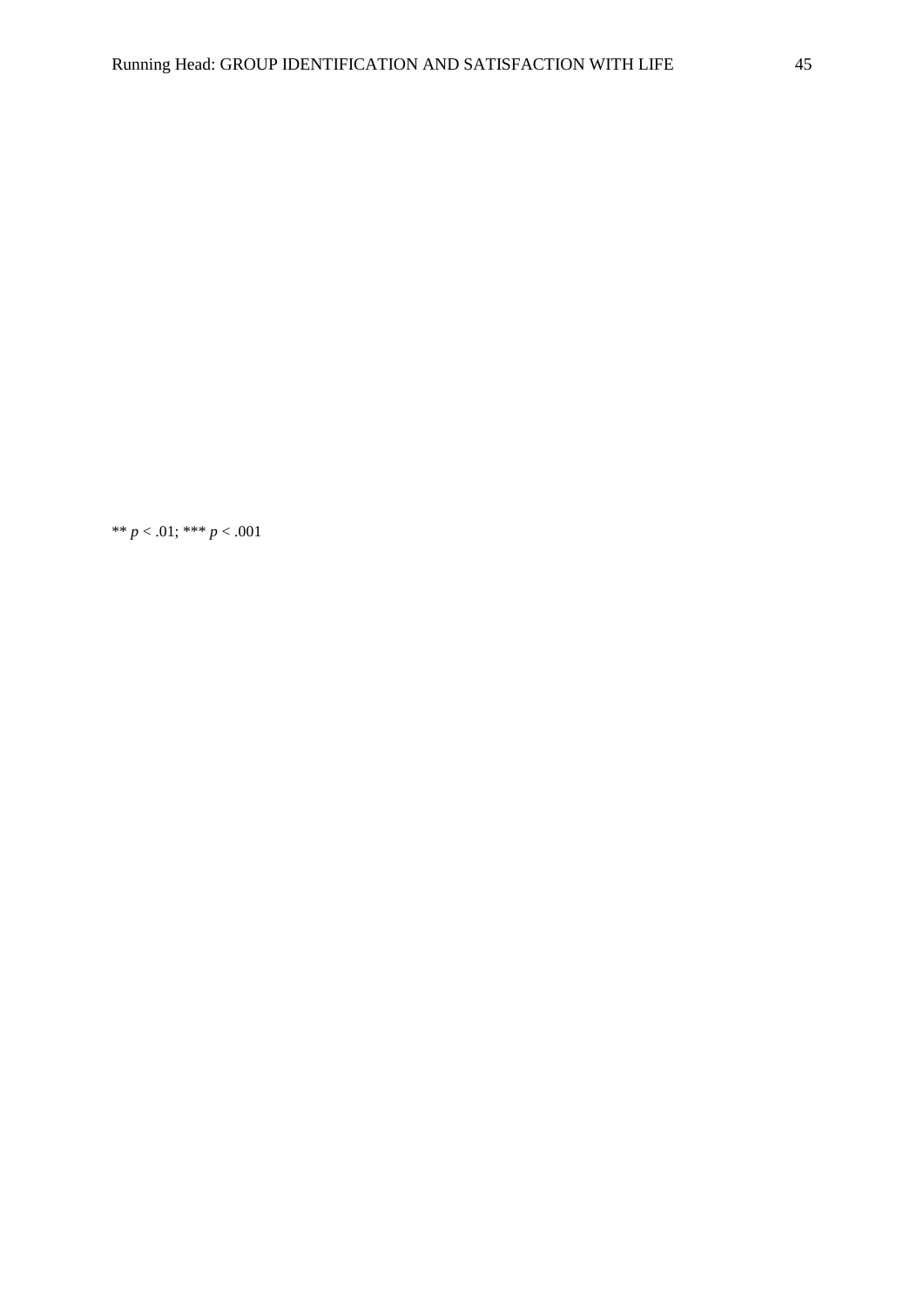** $p < .01$; *** $p < .001$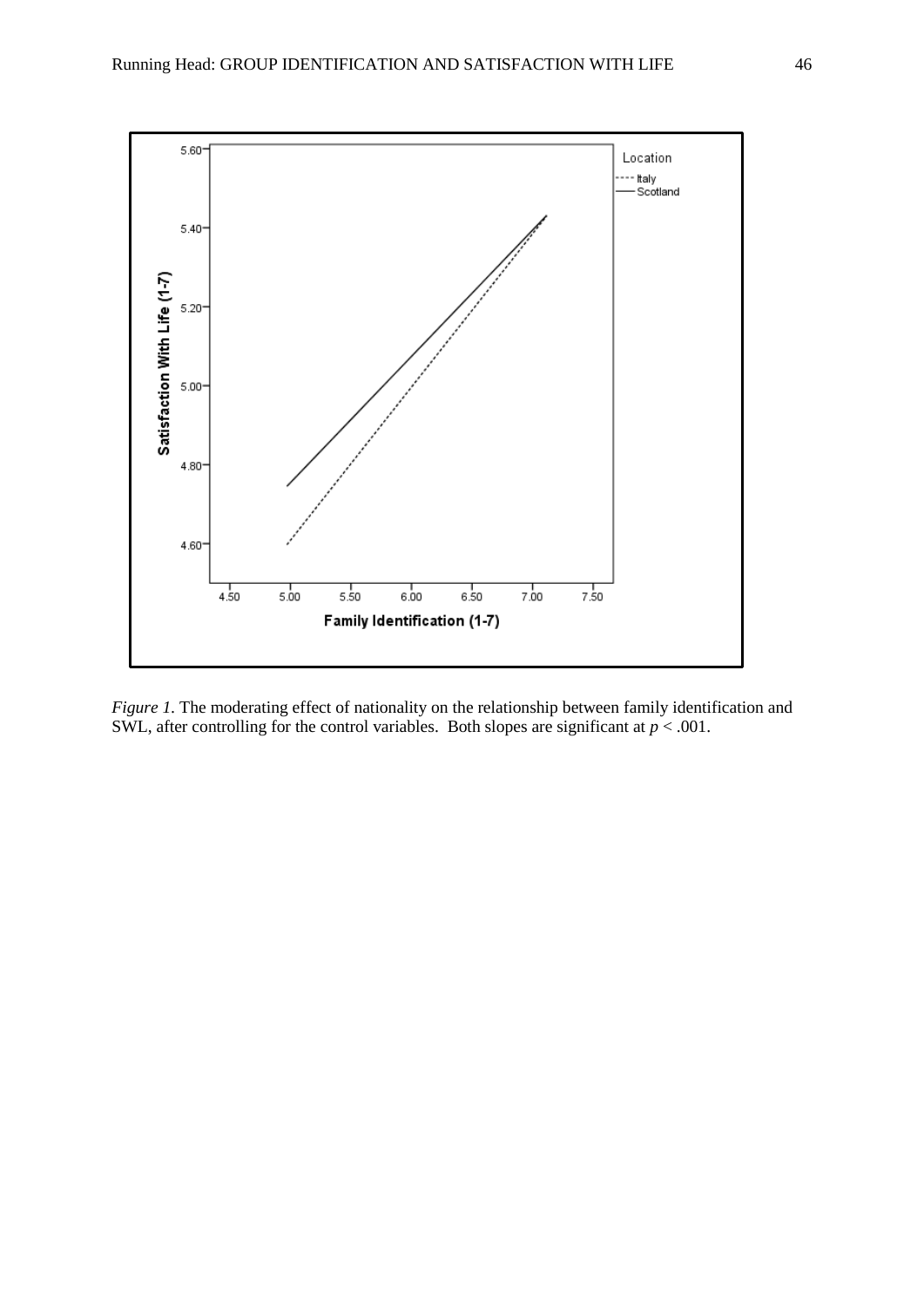5.60
5.40
5.20
5.00
4.80
4.60

Satisfaction With Life (1-7)

4.50 5.00 5.50 6.00 6.50 7.00 7.50

Family Identification (1-7)

Location
---- Italy
—— Scotland

*Figure 1.* The moderating effect of nationality on the relationship between family identification and SWL, after controlling for the control variables. Both slopes are significant at $p < .001$.